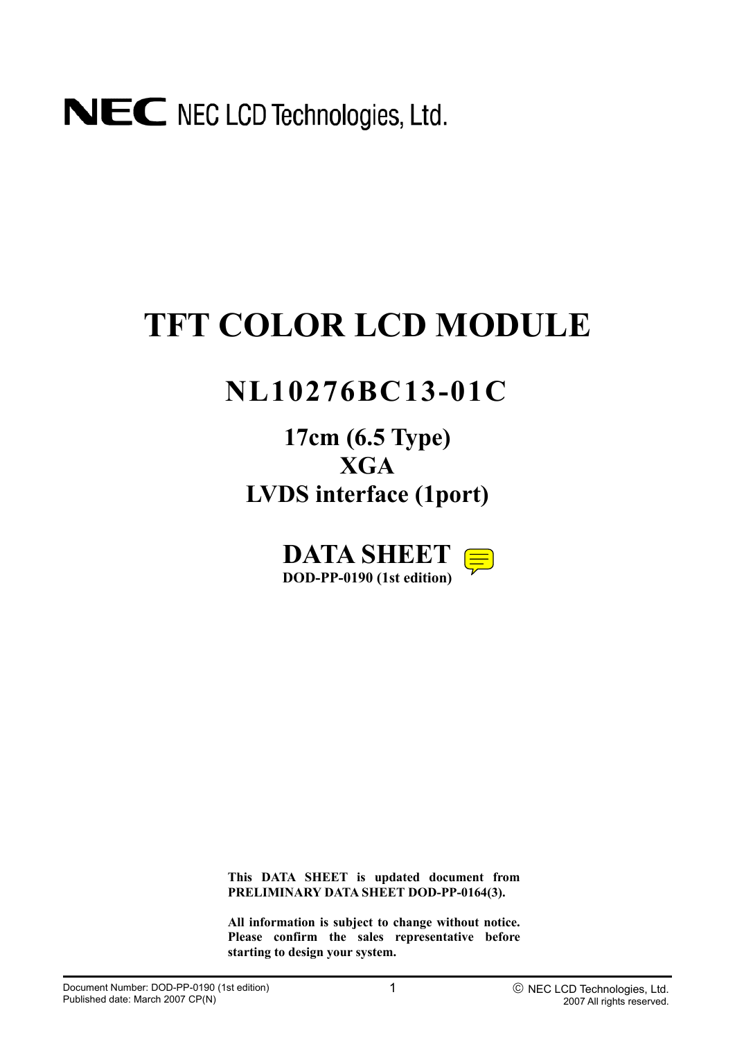NEC NEC LCD Technologies, Ltd.

# TFT COLOR LCD MODULE

## NL10276BC13-01C

### 17cm (6.5 Type)
### XGA
### LVDS interface (1port)

## DATA SHEET

**DOD-PP-0190 (1st edition)**

**This DATA SHEET is updated document from PRELIMINARY DATA SHEET DOD-PP-0164(3).**

**All information is subject to change without notice. Please confirm the sales representative before starting to design your system.**

Document Number: DOD-PP-0190 (1st edition)
Published date: March 2007 CP(N)

© NEC LCD Technologies, Ltd.
2007 All rights reserved.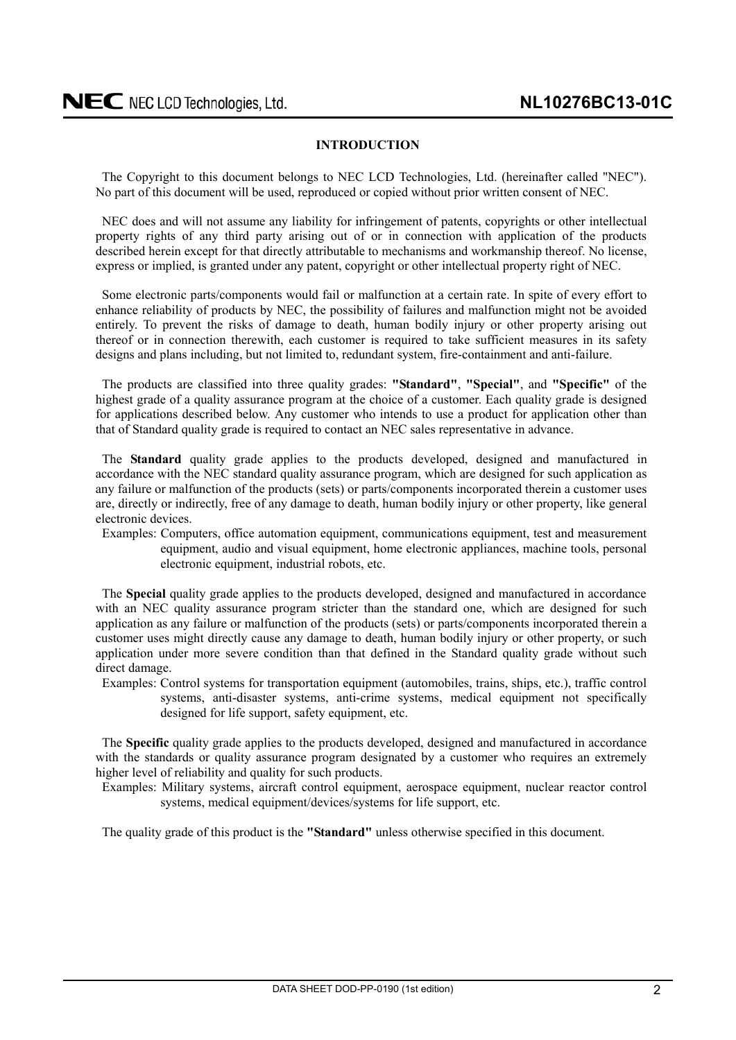## INTRODUCTION

The Copyright to this document belongs to NEC LCD Technologies, Ltd. (hereinafter called "NEC"). No part of this document will be used, reproduced or copied without prior written consent of NEC.

NEC does and will not assume any liability for infringement of patents, copyrights or other intellectual property rights of any third party arising out of or in connection with application of the products described herein except for that directly attributable to mechanisms and workmanship thereof. No license, express or implied, is granted under any patent, copyright or other intellectual property right of NEC.

Some electronic parts/components would fail or malfunction at a certain rate. In spite of every effort to enhance reliability of products by NEC, the possibility of failures and malfunction might not be avoided entirely. To prevent the risks of damage to death, human bodily injury or other property arising out thereof or in connection therewith, each customer is required to take sufficient measures in its safety designs and plans including, but not limited to, redundant system, fire-containment and anti-failure.

The products are classified into three quality grades: **"Standard"**, **"Special"**, and **"Specific"** of the highest grade of a quality assurance program at the choice of a customer. Each quality grade is designed for applications described below. Any customer who intends to use a product for application other than that of Standard quality grade is required to contact an NEC sales representative in advance.

The **Standard** quality grade applies to the products developed, designed and manufactured in accordance with the NEC standard quality assurance program, which are designed for such application as any failure or malfunction of the products (sets) or parts/components incorporated therein a customer uses are, directly or indirectly, free of any damage to death, human bodily injury or other property, like general electronic devices.

Examples: Computers, office automation equipment, communications equipment, test and measurement equipment, audio and visual equipment, home electronic appliances, machine tools, personal electronic equipment, industrial robots, etc.

The **Special** quality grade applies to the products developed, designed and manufactured in accordance with an NEC quality assurance program stricter than the standard one, which are designed for such application as any failure or malfunction of the products (sets) or parts/components incorporated therein a customer uses might directly cause any damage to death, human bodily injury or other property, or such application under more severe condition than that defined in the Standard quality grade without such direct damage.

Examples: Control systems for transportation equipment (automobiles, trains, ships, etc.), traffic control systems, anti-disaster systems, anti-crime systems, medical equipment not specifically designed for life support, safety equipment, etc.

The **Specific** quality grade applies to the products developed, designed and manufactured in accordance with the standards or quality assurance program designated by a customer who requires an extremely higher level of reliability and quality for such products.

Examples: Military systems, aircraft control equipment, aerospace equipment, nuclear reactor control systems, medical equipment/devices/systems for life support, etc.

The quality grade of this product is the **"Standard"** unless otherwise specified in this document.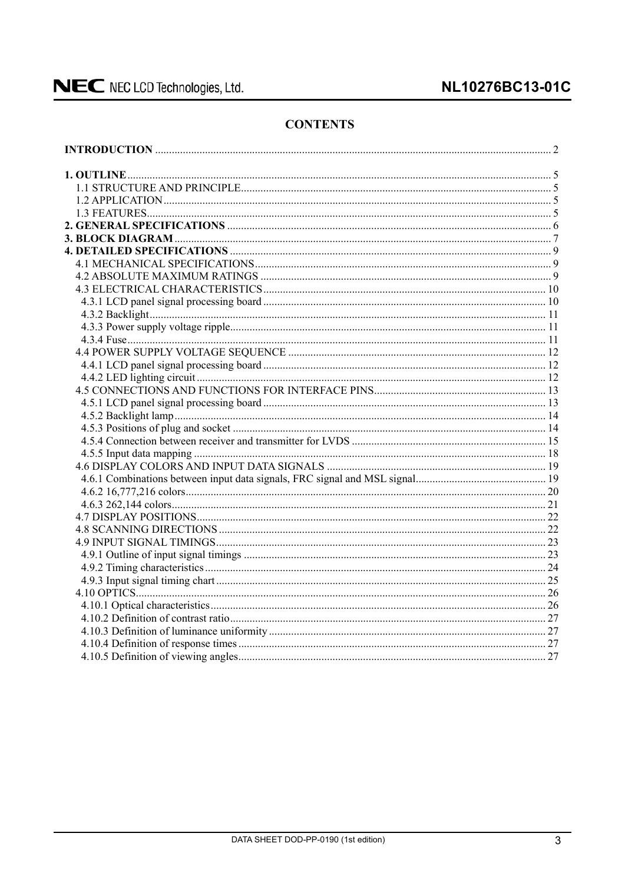## CONTENTS

**INTRODUCTION** ........................................................................ 2

**1. OUTLINE** ........................................................................ 5
- 1.1 STRUCTURE AND PRINCIPLE ........................................................................ 5
- 1.2 APPLICATION ........................................................................ 5
- 1.3 FEATURES ........................................................................ 5

**2. GENERAL SPECIFICATIONS** ........................................................................ 6

**3. BLOCK DIAGRAM** ........................................................................ 7

**4. DETAILED SPECIFICATIONS** ........................................................................ 9
- 4.1 MECHANICAL SPECIFICATIONS ........................................................................ 9
- 4.2 ABSOLUTE MAXIMUM RATINGS ........................................................................ 9
- 4.3 ELECTRICAL CHARACTERISTICS ........................................................................ 10
  - 4.3.1 LCD panel signal processing board ........................................................................ 10
  - 4.3.2 Backlight ........................................................................ 11
  - 4.3.3 Power supply voltage ripple ........................................................................ 11
  - 4.3.4 Fuse ........................................................................ 11
- 4.4 POWER SUPPLY VOLTAGE SEQUENCE ........................................................................ 12
  - 4.4.1 LCD panel signal processing board ........................................................................ 12
  - 4.4.2 LED lighting circuit ........................................................................ 12
- 4.5 CONNECTIONS AND FUNCTIONS FOR INTERFACE PINS ........................................................................ 13
  - 4.5.1 LCD panel signal processing board ........................................................................ 13
  - 4.5.2 Backlight lamp ........................................................................ 14
  - 4.5.3 Positions of plug and socket ........................................................................ 14
  - 4.5.4 Connection between receiver and transmitter for LVDS ........................................................................ 15
  - 4.5.5 Input data mapping ........................................................................ 18
- 4.6 DISPLAY COLORS AND INPUT DATA SIGNALS ........................................................................ 19
  - 4.6.1 Combinations between input data signals, FRC signal and MSL signal ........................................................................ 19
  - 4.6.2 16,777,216 colors ........................................................................ 20
  - 4.6.3 262,144 colors ........................................................................ 21
- 4.7 DISPLAY POSITIONS ........................................................................ 22
- 4.8 SCANNING DIRECTIONS ........................................................................ 22
- 4.9 INPUT SIGNAL TIMINGS ........................................................................ 23
  - 4.9.1 Outline of input signal timings ........................................................................ 23
  - 4.9.2 Timing characteristics ........................................................................ 24
  - 4.9.3 Input signal timing chart ........................................................................ 25
- 4.10 OPTICS ........................................................................ 26
  - 4.10.1 Optical characteristics ........................................................................ 26
  - 4.10.2 Definition of contrast ratio ........................................................................ 27
  - 4.10.3 Definition of luminance uniformity ........................................................................ 27
  - 4.10.4 Definition of response times ........................................................................ 27
  - 4.10.5 Definition of viewing angles ........................................................................ 27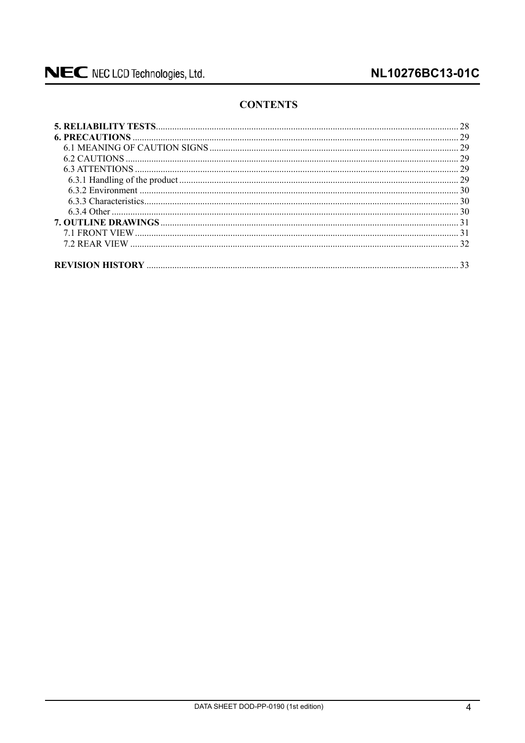## CONTENTS

**5. RELIABILITY TESTS** ........................................ 28
**6. PRECAUTIONS** ........................................ 29
 6.1 MEANING OF CAUTION SIGNS ........................................ 29
 6.2 CAUTIONS ........................................ 29
 6.3 ATTENTIONS ........................................ 29
  6.3.1 Handling of the product ........................................ 29
  6.3.2 Environment ........................................ 30
  6.3.3 Characteristics ........................................ 30
  6.3.4 Other ........................................ 30
**7. OUTLINE DRAWINGS** ........................................ 31
 7.1 FRONT VIEW ........................................ 31
 7.2 REAR VIEW ........................................ 32

**REVISION HISTORY** ........................................ 33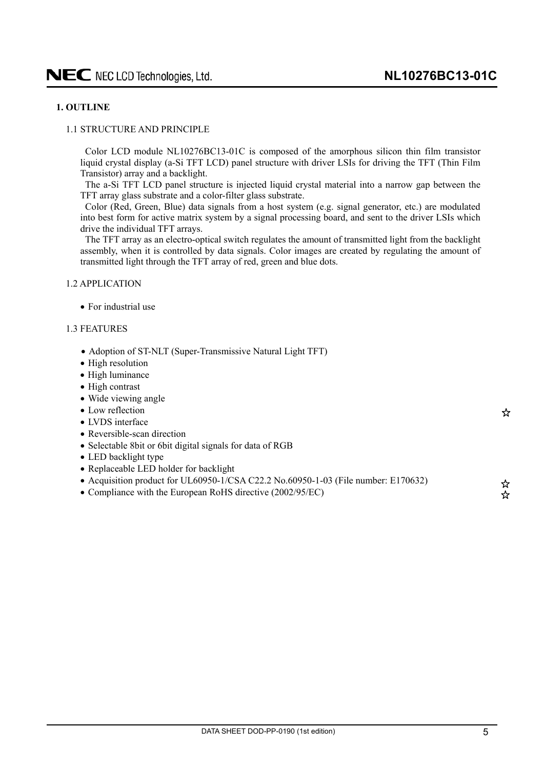# 1. OUTLINE

## 1.1 STRUCTURE AND PRINCIPLE

Color LCD module NL10276BC13-01C is composed of the amorphous silicon thin film transistor liquid crystal display (a-Si TFT LCD) panel structure with driver LSIs for driving the TFT (Thin Film Transistor) array and a backlight.

The a-Si TFT LCD panel structure is injected liquid crystal material into a narrow gap between the TFT array glass substrate and a color-filter glass substrate.

Color (Red, Green, Blue) data signals from a host system (e.g. signal generator, etc.) are modulated into best form for active matrix system by a signal processing board, and sent to the driver LSIs which drive the individual TFT arrays.

The TFT array as an electro-optical switch regulates the amount of transmitted light from the backlight assembly, when it is controlled by data signals. Color images are created by regulating the amount of transmitted light through the TFT array of red, green and blue dots.

## 1.2 APPLICATION

- For industrial use

## 1.3 FEATURES

- Adoption of ST-NLT (Super-Transmissive Natural Light TFT)
- High resolution
- High luminance
- High contrast
- Wide viewing angle
- Low reflection ☆
- LVDS interface
- Reversible-scan direction
- Selectable 8bit or 6bit digital signals for data of RGB
- LED backlight type
- Replaceable LED holder for backlight
- Acquisition product for UL60950-1/CSA C22.2 No.60950-1-03 (File number: E170632) ☆
- Compliance with the European RoHS directive (2002/95/EC) ☆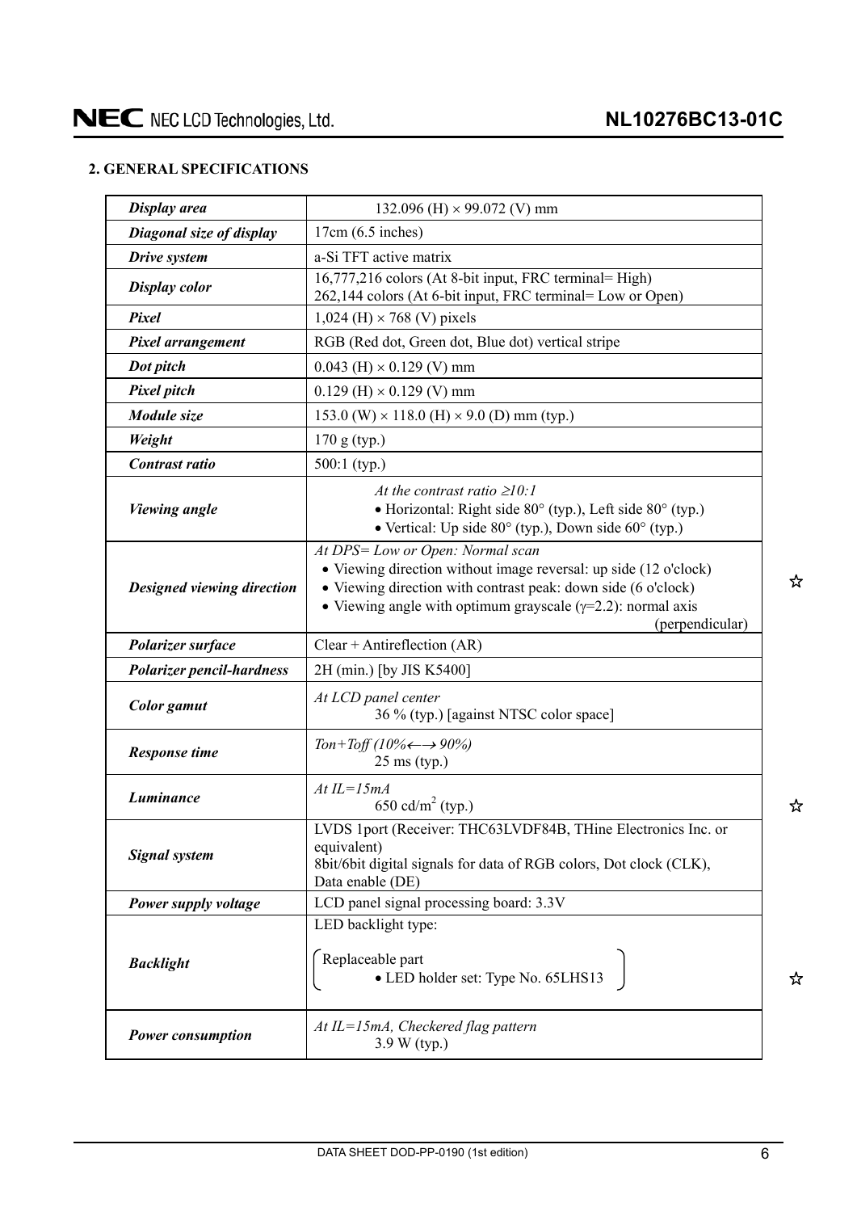## 2. GENERAL SPECIFICATIONS

| | |
|---|---|
| ***Display area*** | 132.096 (H) × 99.072 (V) mm |
| ***Diagonal size of display*** | 17cm (6.5 inches) |
| ***Drive system*** | a-Si TFT active matrix |
| ***Display color*** | 16,777,216 colors (At 8-bit input, FRC terminal= High)<br>262,144 colors (At 6-bit input, FRC terminal= Low or Open) |
| ***Pixel*** | 1,024 (H) × 768 (V) pixels |
| ***Pixel arrangement*** | RGB (Red dot, Green dot, Blue dot) vertical stripe |
| ***Dot pitch*** | 0.043 (H) × 0.129 (V) mm |
| ***Pixel pitch*** | 0.129 (H) × 0.129 (V) mm |
| ***Module size*** | 153.0 (W) × 118.0 (H) × 9.0 (D) mm (typ.) |
| ***Weight*** | 170 g (typ.) |
| ***Contrast ratio*** | 500:1 (typ.) |
| ***Viewing angle*** | *At the contrast ratio ≥10:1*<br>• Horizontal: Right side 80° (typ.), Left side 80° (typ.)<br>• Vertical: Up side 80° (typ.), Down side 60° (typ.) |
| ***Designed viewing direction*** | *At DPS= Low or Open: Normal scan*<br>• Viewing direction without image reversal: up side (12 o'clock)<br>• Viewing direction with contrast peak: down side (6 o'clock)<br>• Viewing angle with optimum grayscale ($\gamma$=2.2): normal axis (perpendicular) ☆ |
| ***Polarizer surface*** | Clear + Antireflection (AR) |
| ***Polarizer pencil-hardness*** | 2H (min.) [by JIS K5400] |
| ***Color gamut*** | *At LCD panel center*<br>36 % (typ.) [against NTSC color space] |
| ***Response time*** | *Ton+Toff (10%←→ 90%)*<br>25 ms (typ.) |
| ***Luminance*** | *At IL=15mA*<br>650 cd/$m^2$ (typ.) ☆ |
| ***Signal system*** | LVDS 1port (Receiver: THC63LVDF84B, THine Electronics Inc. or equivalent)<br>8bit/6bit digital signals for data of RGB colors, Dot clock (CLK), Data enable (DE) |
| ***Power supply voltage*** | LCD panel signal processing board: 3.3V |
| ***Backlight*** | LED backlight type:<br>( Replaceable part<br>• LED holder set: Type No. 65LHS13 ) ☆ |
| ***Power consumption*** | *At IL=15mA, Checkered flag pattern*<br>3.9 W (typ.) |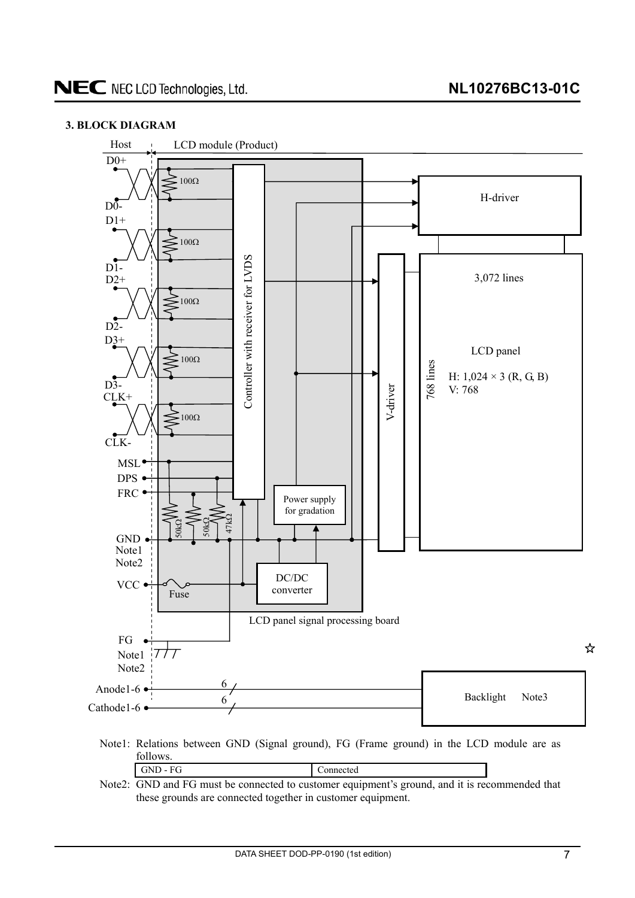## 3. BLOCK DIAGRAM

Host | LCD module (Product)

D0+, D0-, D1+, D1-, D2+, D2-, D3+, D3-, CLK+, CLK- (each pair terminated with 100Ω)

Controller with receiver for LVDS

MSL, DPS, FRC (50kΩ, 50kΩ, 47kΩ)

GND Note1 Note2

VCC — Fuse

Power supply for gradation

DC/DC converter

LCD panel signal processing board

H-driver

V-driver

3,072 lines

768 lines

LCD panel
H: 1,024 × 3 (R, G, B)
V: 768

FG Note1 Note2

Anode1-6 (6)

Cathode1-6 (6)

Backlight Note3

☆

Note1: Relations between GND (Signal ground), FG (Frame ground) in the LCD module are as follows.

| GND - FG | Connected |
|---|---|

Note2: GND and FG must be connected to customer equipment's ground, and it is recommended that these grounds are connected together in customer equipment.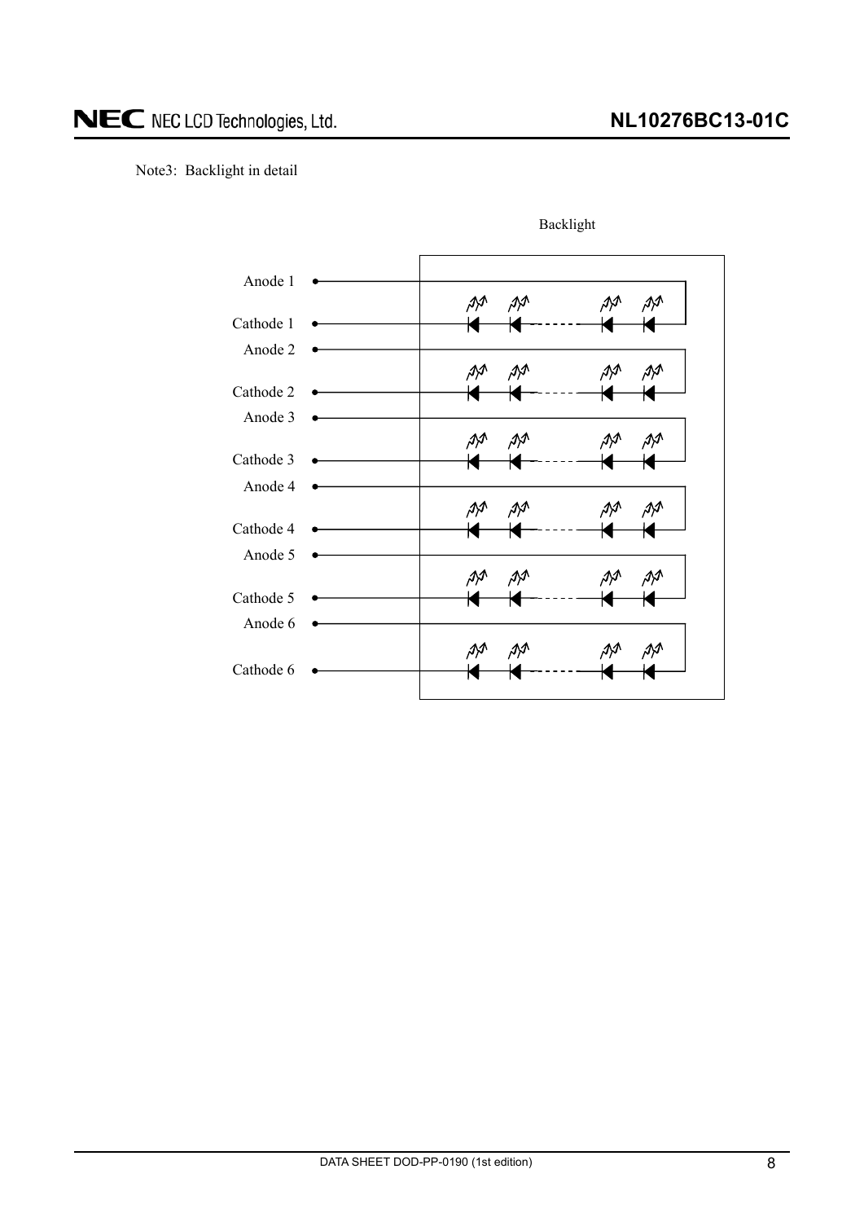Note3: Backlight in detail

Backlight

Anode 1

Cathode 1

Anode 2

Cathode 2

Anode 3

Cathode 3

Anode 4

Cathode 4

Anode 5

Cathode 5

Anode 6

Cathode 6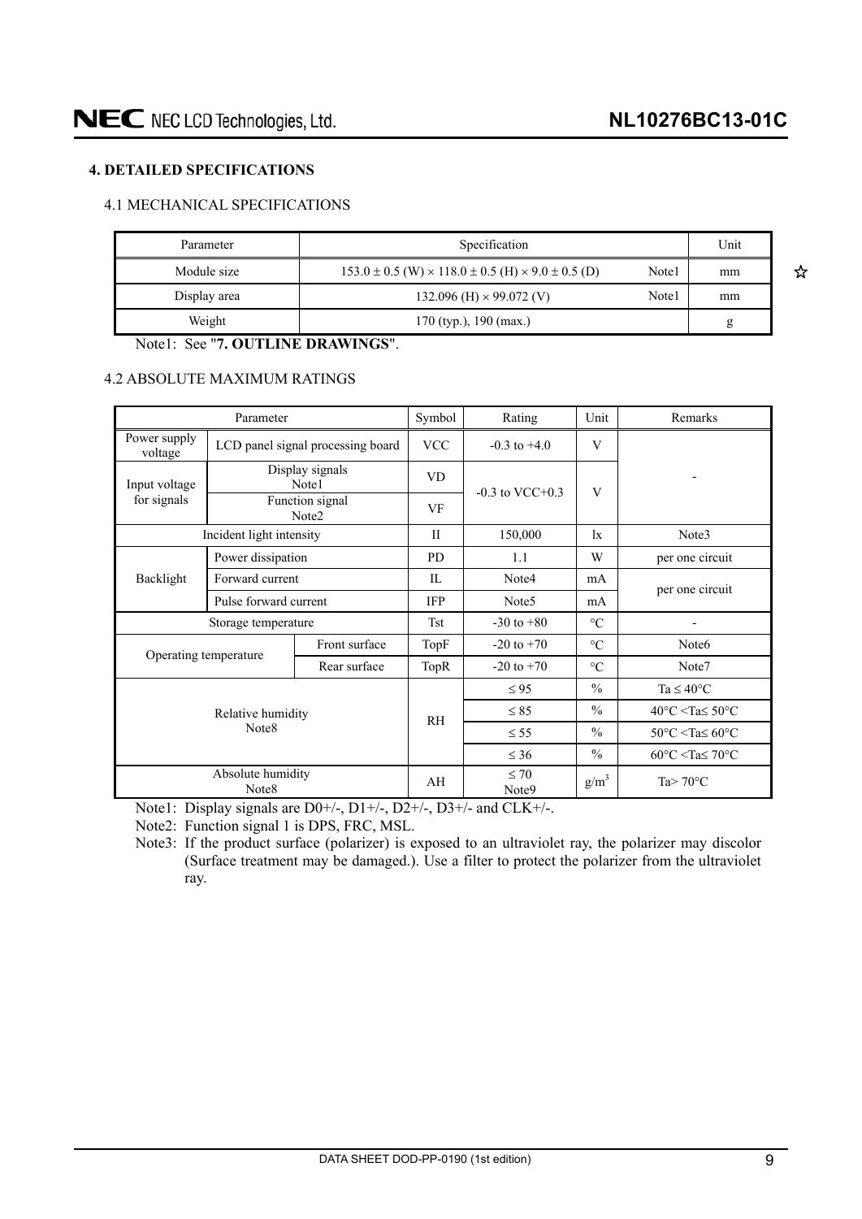## 4. DETAILED SPECIFICATIONS

### 4.1 MECHANICAL SPECIFICATIONS

| Parameter | Specification | | Unit |
|---|---|---|---|
| Module size | 153.0 ± 0.5 (W) × 118.0 ± 0.5 (H) × 9.0 ± 0.5 (D) | Note1 | mm |
| Display area | 132.096 (H) × 99.072 (V) | Note1 | mm |
| Weight | 170 (typ.), 190 (max.) | | g |

☆

Note1: See "**7. OUTLINE DRAWINGS**".

### 4.2 ABSOLUTE MAXIMUM RATINGS

| Parameter | | | Symbol | Rating | Unit | Remarks |
|---|---|---|---|---|---|---|
| Power supply voltage | LCD panel signal processing board | | VCC | -0.3 to +4.0 | V | - |
| Input voltage for signals | Display signals Note1 | | VD | -0.3 to VCC+0.3 | V | |
| | Function signal Note2 | | VF | | | |
| Incident light intensity | | | II | 150,000 | lx | Note3 |
| Backlight | Power dissipation | | PD | 1.1 | W | per one circuit |
| | Forward current | | IL | Note4 | mA | per one circuit |
| | Pulse forward current | | IFP | Note5 | mA | |
| Storage temperature | | | Tst | -30 to +80 | °C | - |
| Operating temperature | | Front surface | TopF | -20 to +70 | °C | Note6 |
| | | Rear surface | TopR | -20 to +70 | °C | Note7 |
| Relative humidity Note8 | | | RH | ≤ 95 | % | Ta ≤ 40°C |
| | | | | ≤ 85 | % | 40°C <Ta≤ 50°C |
| | | | | ≤ 55 | % | 50°C <Ta≤ 60°C |
| | | | | ≤ 36 | % | 60°C <Ta≤ 70°C |
| Absolute humidity Note8 | | | AH | ≤ 70 Note9 | $g/m^3$ | Ta> 70°C |

Note1: Display signals are D0+/-, D1+/-, D2+/-, D3+/- and CLK+/-.

Note2: Function signal 1 is DPS, FRC, MSL.

Note3: If the product surface (polarizer) is exposed to an ultraviolet ray, the polarizer may discolor (Surface treatment may be damaged.). Use a filter to protect the polarizer from the ultraviolet ray.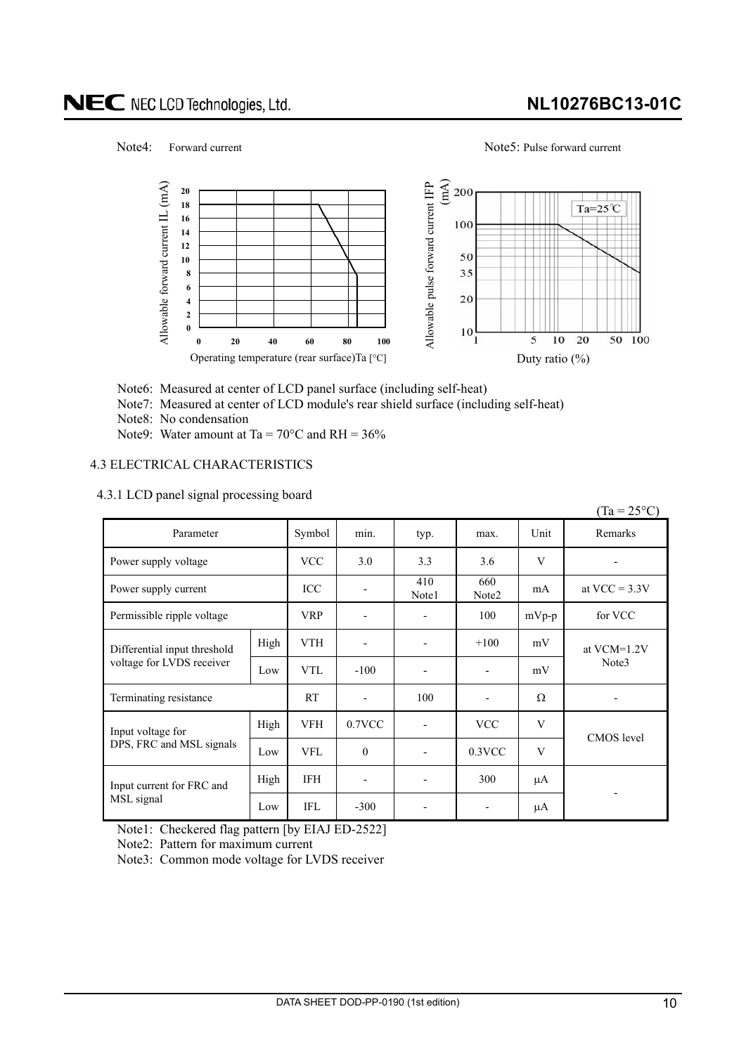Note4: Forward current

Note5: Pulse forward current

Note6: Measured at center of LCD panel surface (including self-heat)

Note7: Measured at center of LCD module's rear shield surface (including self-heat)

Note8: No condensation

Note9: Water amount at Ta = 70°C and RH = 36%

## 4.3 ELECTRICAL CHARACTERISTICS

### 4.3.1 LCD panel signal processing board

(Ta = 25°C)

| Parameter | | Symbol | min. | typ. | max. | Unit | Remarks |
|---|---|---|---|---|---|---|---|
| Power supply voltage | | VCC | 3.0 | 3.3 | 3.6 | V | - |
| Power supply current | | ICC | - | 410 Note1 | 660 Note2 | mA | at VCC = 3.3V |
| Permissible ripple voltage | | VRP | - | - | 100 | mVp-p | for VCC |
| Differential input threshold voltage for LVDS receiver | High | VTH | - | - | +100 | mV | at VCM=1.2V Note3 |
| | Low | VTL | -100 | - | - | mV | |
| Terminating resistance | | RT | - | 100 | - | Ω | - |
| Input voltage for DPS, FRC and MSL signals | High | VFH | 0.7VCC | - | VCC | V | CMOS level |
| | Low | VFL | 0 | - | 0.3VCC | V | |
| Input current for FRC and MSL signal | High | IFH | - | - | 300 | μA | - |
| | Low | IFL | -300 | - | - | μA | |

Note1: Checkered flag pattern [by EIAJ ED-2522]

Note2: Pattern for maximum current

Note3: Common mode voltage for LVDS receiver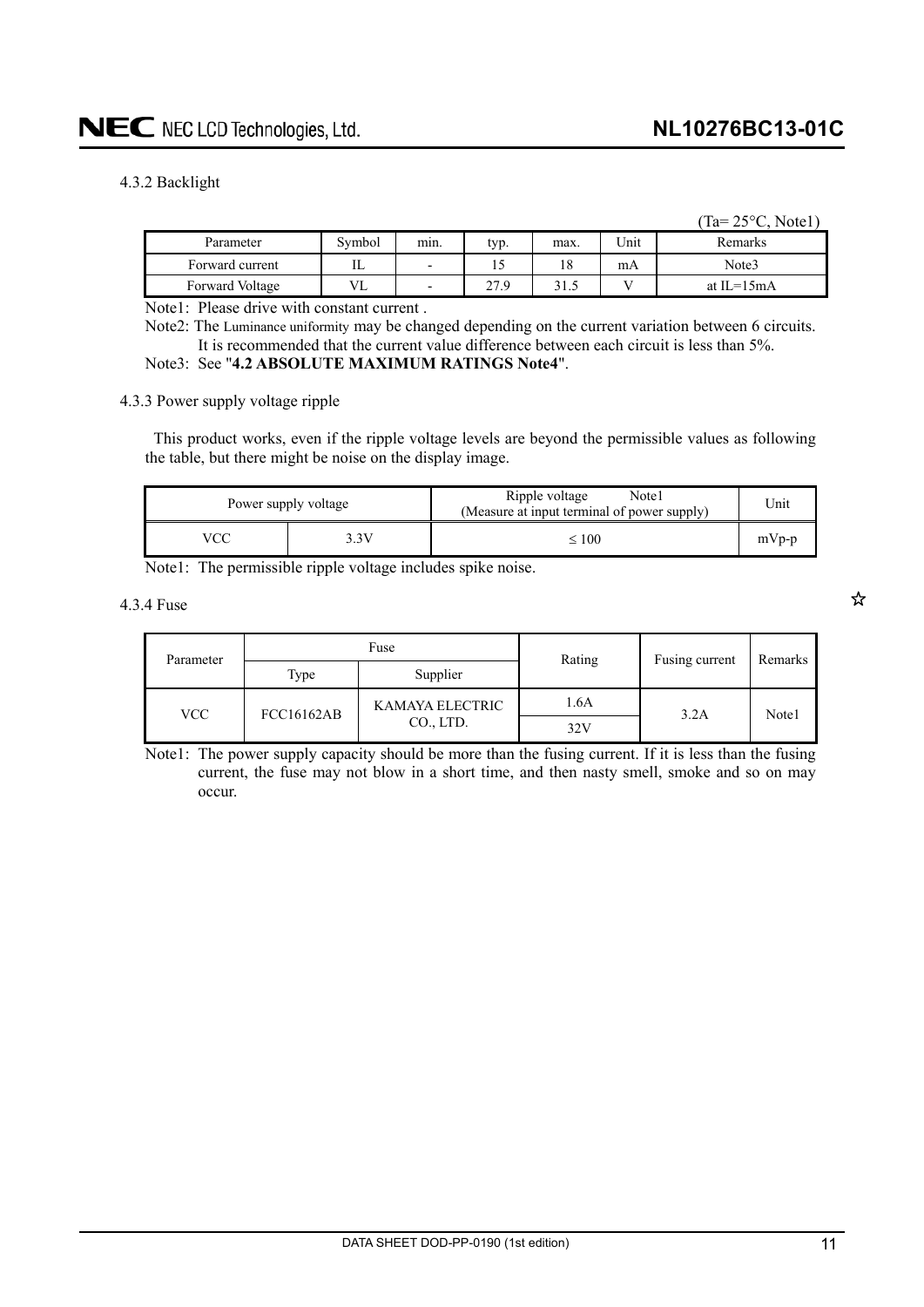### 4.3.2 Backlight

(Ta= 25°C, Note1)

| Parameter | Symbol | min. | typ. | max. | Unit | Remarks |
|---|---|---|---|---|---|---|
| Forward current | IL | - | 15 | 18 | mA | Note3 |
| Forward Voltage | VL | - | 27.9 | 31.5 | V | at IL=15mA |

Note1: Please drive with constant current .

Note2: The Luminance uniformity may be changed depending on the current variation between 6 circuits. It is recommended that the current value difference between each circuit is less than 5%.

Note3: See "**4.2 ABSOLUTE MAXIMUM RATINGS Note4**".

### 4.3.3 Power supply voltage ripple

This product works, even if the ripple voltage levels are beyond the permissible values as following the table, but there might be noise on the display image.

| Power supply voltage | | Ripple voltage Note1 (Measure at input terminal of power supply) | Unit |
|---|---|---|---|
| VCC | 3.3V | ≤ 100 | mVp-p |

Note1: The permissible ripple voltage includes spike noise.

### 4.3.4 Fuse

☆

| Parameter | Fuse | | Rating | Fusing current | Remarks |
|---|---|---|---|---|---|
| | Type | Supplier | | | |
| VCC | FCC16162AB | KAMAYA ELECTRIC CO., LTD. | 1.6A | 3.2A | Note1 |
| | | | 32V | | |

Note1: The power supply capacity should be more than the fusing current. If it is less than the fusing current, the fuse may not blow in a short time, and then nasty smell, smoke and so on may occur.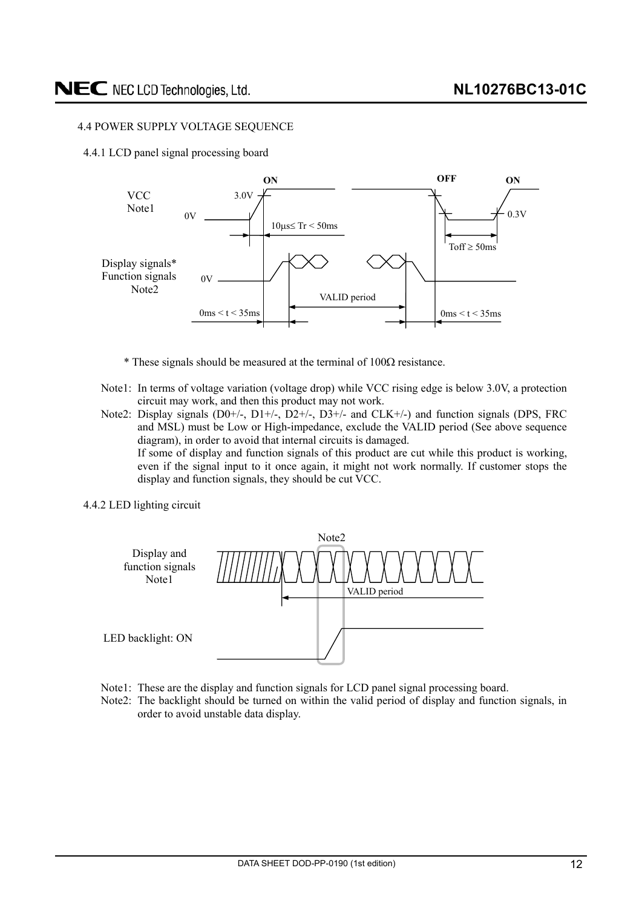### 4.4 POWER SUPPLY VOLTAGE SEQUENCE

#### 4.4.1 LCD panel signal processing board

VCC Note1 — ON — 3.0V — 0V — $10\mu s \leq Tr < 50ms$ — OFF — ON — 0.3V — Toff ≥ 50ms

Display signals* Function signals Note2 — 0V — VALID period — 0ms < t < 35ms — 0ms < t < 35ms

\* These signals should be measured at the terminal of 100Ω resistance.

Note1: In terms of voltage variation (voltage drop) while VCC rising edge is below 3.0V, a protection circuit may work, and then this product may not work.

Note2: Display signals (D0+/-, D1+/-, D2+/-, D3+/- and CLK+/-) and function signals (DPS, FRC and MSL) must be Low or High-impedance, exclude the VALID period (See above sequence diagram), in order to avoid that internal circuits is damaged.
If some of display and function signals of this product are cut while this product is working, even if the signal input to it once again, it might not work normally. If customer stops the display and function signals, they should be cut VCC.

#### 4.4.2 LED lighting circuit

Display and function signals Note1 — Note2 — VALID period

LED backlight: ON

Note1: These are the display and function signals for LCD panel signal processing board.

Note2: The backlight should be turned on within the valid period of display and function signals, in order to avoid unstable data display.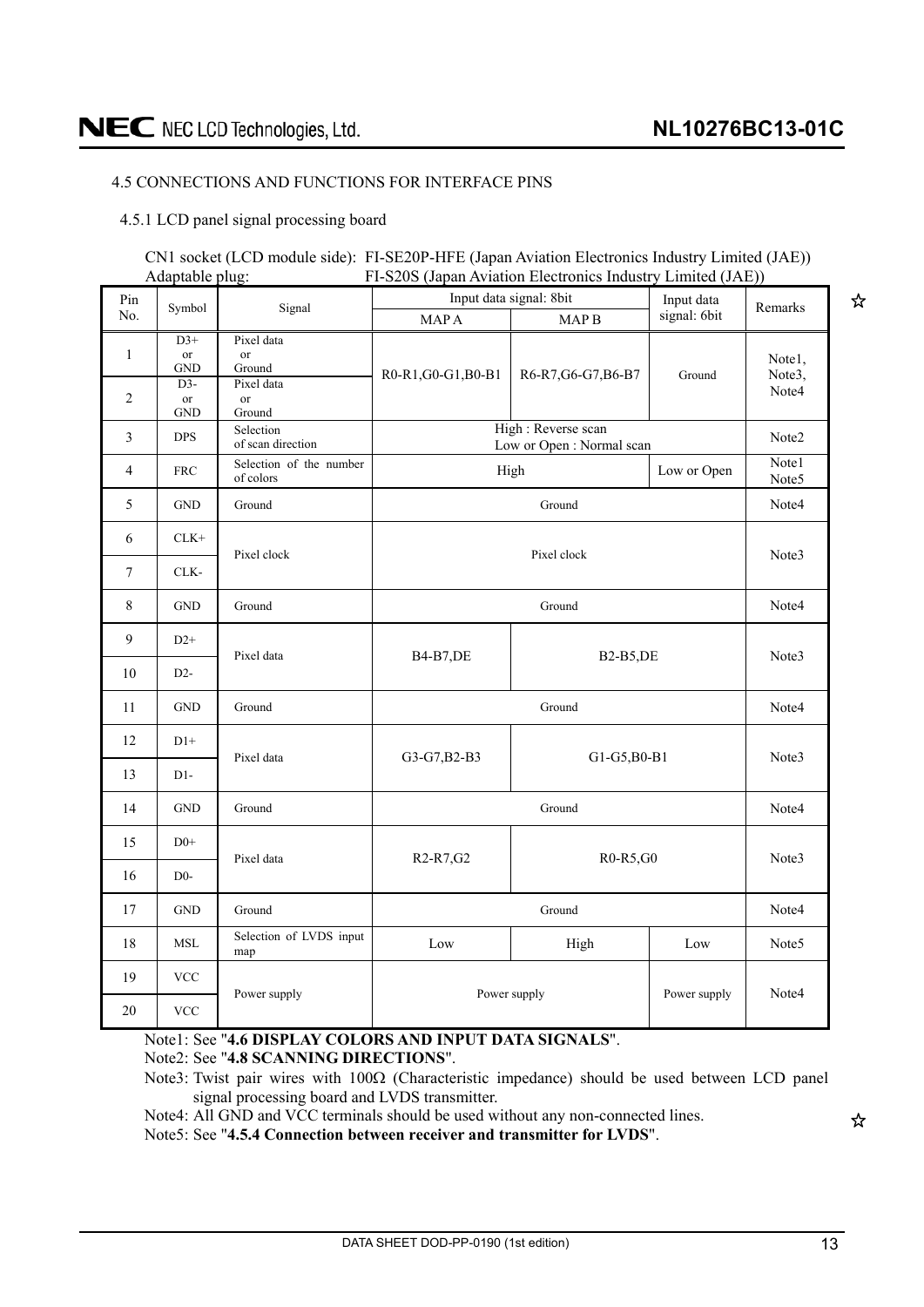## 4.5 CONNECTIONS AND FUNCTIONS FOR INTERFACE PINS

### 4.5.1 LCD panel signal processing board

CN1 socket (LCD module side): FI-SE20P-HFE (Japan Aviation Electronics Industry Limited (JAE))
Adaptable plug: FI-S20S (Japan Aviation Electronics Industry Limited (JAE))

| Pin No. | Symbol | Signal | Input data signal: 8bit | | Input data signal: 6bit | Remarks |
|---|---|---|---|---|---|---|
| | | | MAP A | MAP B | | |
| 1 | D3+ or GND | Pixel data or Ground | R0-R1,G0-G1,B0-B1 | R6-R7,G6-G7,B6-B7 | Ground | Note1, Note3, Note4 |
| 2 | D3- or GND | Pixel data or Ground | | | | |
| 3 | DPS | Selection of scan direction | High : Reverse scan<br>Low or Open : Normal scan | | | Note2 |
| 4 | FRC | Selection of the number of colors | High | | Low or Open | Note1<br>Note5 |
| 5 | GND | Ground | Ground | | | Note4 |
| 6 | CLK+ | Pixel clock | Pixel clock | | | Note3 |
| 7 | CLK- | | | | | |
| 8 | GND | Ground | Ground | | | Note4 |
| 9 | D2+ | Pixel data | B4-B7,DE | B2-B5,DE | | Note3 |
| 10 | D2- | | | | | |
| 11 | GND | Ground | Ground | | | Note4 |
| 12 | D1+ | Pixel data | G3-G7,B2-B3 | G1-G5,B0-B1 | | Note3 |
| 13 | D1- | | | | | |
| 14 | GND | Ground | Ground | | | Note4 |
| 15 | D0+ | Pixel data | R2-R7,G2 | R0-R5,G0 | | Note3 |
| 16 | D0- | | | | | |
| 17 | GND | Ground | Ground | | | Note4 |
| 18 | MSL | Selection of LVDS input map | Low | High | Low | Note5 |
| 19 | VCC | Power supply | Power supply | | Power supply | Note4 |
| 20 | VCC | | | | | |

Note1: See "**4.6 DISPLAY COLORS AND INPUT DATA SIGNALS**".

Note2: See "**4.8 SCANNING DIRECTIONS**".

Note3: Twist pair wires with 100Ω (Characteristic impedance) should be used between LCD panel signal processing board and LVDS transmitter.

Note4: All GND and VCC terminals should be used without any non-connected lines.

Note5: See "**4.5.4 Connection between receiver and transmitter for LVDS**".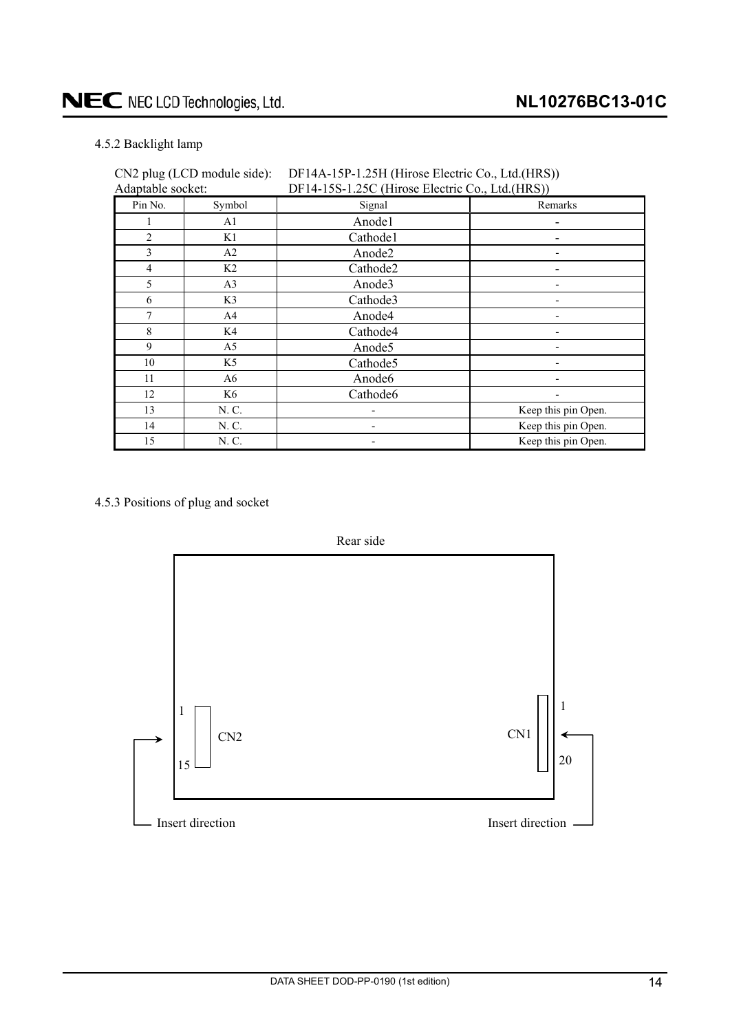### 4.5.2 Backlight lamp

CN2 plug (LCD module side): DF14A-15P-1.25H (Hirose Electric Co., Ltd.(HRS))
Adaptable socket: DF14-15S-1.25C (Hirose Electric Co., Ltd.(HRS))

| Pin No. | Symbol | Signal | Remarks |
|---|---|---|---|
| 1 | A1 | Anode1 | - |
| 2 | K1 | Cathode1 | - |
| 3 | A2 | Anode2 | - |
| 4 | K2 | Cathode2 | - |
| 5 | A3 | Anode3 | - |
| 6 | K3 | Cathode3 | - |
| 7 | A4 | Anode4 | - |
| 8 | K4 | Cathode4 | - |
| 9 | A5 | Anode5 | - |
| 10 | K5 | Cathode5 | - |
| 11 | A6 | Anode6 | - |
| 12 | K6 | Cathode6 | - |
| 13 | N. C. | - | Keep this pin Open. |
| 14 | N. C. | - | Keep this pin Open. |
| 15 | N. C. | - | Keep this pin Open. |

### 4.5.3 Positions of plug and socket

Rear side

1 CN2 15 — Insert direction

1 CN1 20 — Insert direction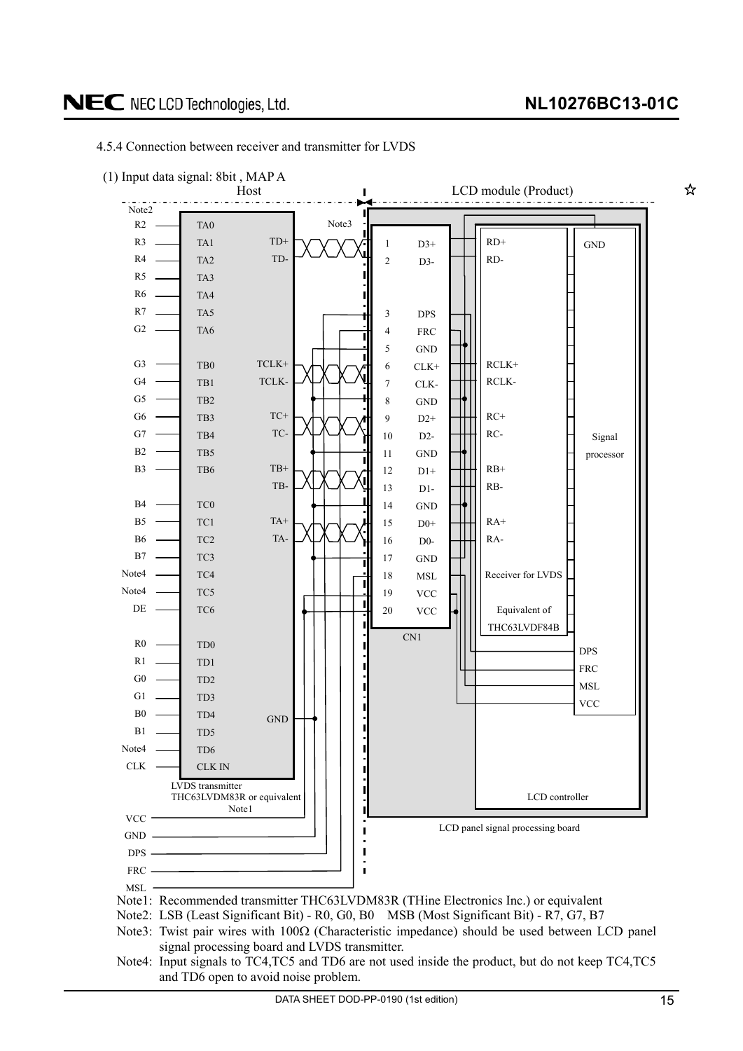### 4.5.4 Connection between receiver and transmitter for LVDS

(1) Input data signal: 8bit , MAP A

Host | LCD module (Product)

| Host input | LVDS transmitter pin | Transmitter output | CN1 Pin | CN1 Signal | Receiver for LVDS |
|---|---|---|---|---|---|
| R2 | TA0 | TD+ | 1 | D3+ | RD+ |
| R3 | TA1 | TD- | 2 | D3- | RD- |
| R4 | TA2 | | 3 | DPS | |
| R5 | TA3 | | 4 | FRC | |
| R6 | TA4 | | 5 | GND | |
| R7 | TA5 | TCLK+ | 6 | CLK+ | RCLK+ |
| G2 | TA6 | TCLK- | 7 | CLK- | RCLK- |
| G3 | TB0 | | 8 | GND | |
| G4 | TB1 | TC+ | 9 | D2+ | RC+ |
| G5 | TB2 | TC- | 10 | D2- | RC- |
| G6 | TB3 | | 11 | GND | |
| G7 | TB4 | TB+ | 12 | D1+ | RB+ |
| B2 | TB5 | TB- | 13 | D1- | RB- |
| B3 | TB6 | | 14 | GND | |
| B4 | TC0 | TA+ | 15 | D0+ | RA+ |
| B5 | TC1 | TA- | 16 | D0- | RA- |
| B6 | TC2 | | 17 | GND | |
| B7 | TC3 | | 18 | MSL | |
| Note4 | TC4 | | 19 | VCC | |
| Note4 | TC5 | | 20 | VCC | |
| DE | TC6 | | | | |
| R0 | TD0 | | | | |
| R1 | TD1 | | | | |
| G0 | TD2 | | | | |
| G1 | TD3 | | | | |
| B0 | TD4 | GND | | | |
| B1 | TD5 | | | | |
| Note4 | TD6 | | | | |
| CLK | CLK IN | | | | |

Host side: LVDS transmitter THC63LVDM83R or equivalent (Note1); VCC, GND, DPS, FRC, MSL lines connected directly to CN1.

LCD module side: CN1 → LCD panel signal processing board (Receiver for LVDS, Equivalent of THC63LVDF84B; Signal processor with GND, DPS, FRC, MSL, VCC; LCD controller). Twisted pair wiring (Note3) between host and CN1.

Note1: Recommended transmitter THC63LVDM83R (THine Electronics Inc.) or equivalent

Note2: LSB (Least Significant Bit) - R0, G0, B0 MSB (Most Significant Bit) - R7, G7, B7

Note3: Twist pair wires with 100Ω (Characteristic impedance) should be used between LCD panel signal processing board and LVDS transmitter.

Note4: Input signals to TC4,TC5 and TD6 are not used inside the product, but do not keep TC4,TC5 and TD6 open to avoid noise problem.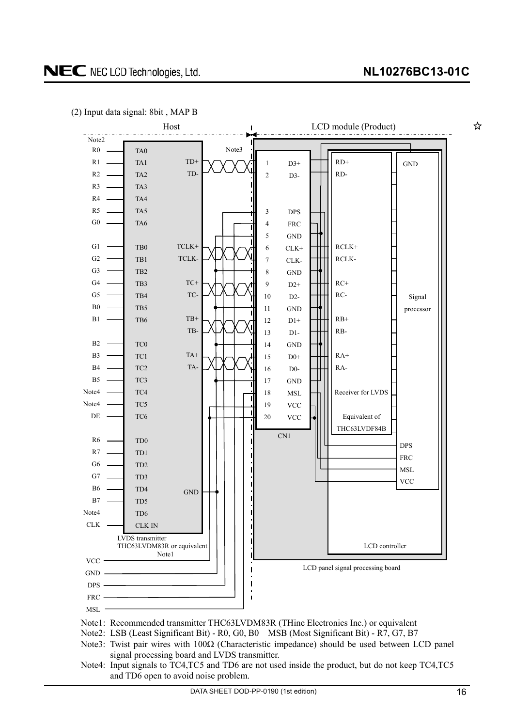(2) Input data signal: 8bit , MAP B

Host | LCD module (Product)

| Signal | LVDS transmitter input |
|---|---|
| R0 | TA0 |
| R1 | TA1 |
| R2 | TA2 |
| R3 | TA3 |
| R4 | TA4 |
| R5 | TA5 |
| G0 | TA6 |
| G1 | TB0 |
| G2 | TB1 |
| G3 | TB2 |
| G4 | TB3 |
| G5 | TB4 |
| B0 | TB5 |
| B1 | TB6 |
| B2 | TC0 |
| B3 | TC1 |
| B4 | TC2 |
| B5 | TC3 |
| Note4 | TC4 |
| Note4 | TC5 |
| DE | TC6 |
| R6 | TD0 |
| R7 | TD1 |
| G6 | TD2 |
| G7 | TD3 |
| B6 | TD4 |
| B7 | TD5 |
| Note4 | TD6 |
| CLK | CLK IN |

LVDS transmitter THC63LVDM83R or equivalent (Note1)

CN1:

| Pin | Signal | Transmitter | Receiver for LVDS |
|---|---|---|---|
| 1 | D3+ | TD+ | RD+ |
| 2 | D3- | TD- | RD- |
| 3 | DPS | | |
| 4 | FRC | | |
| 5 | GND | | |
| 6 | CLK+ | TCLK+ | RCLK+ |
| 7 | CLK- | TCLK- | RCLK- |
| 8 | GND | | |
| 9 | D2+ | TC+ | RC+ |
| 10 | D2- | TC- | RC- |
| 11 | GND | | |
| 12 | D1+ | TB+ | RB+ |
| 13 | D1- | TB- | RB- |
| 14 | GND | | |
| 15 | D0+ | TA+ | RA+ |
| 16 | D0- | TA- | RA- |
| 17 | GND | | |
| 18 | MSL | | |
| 19 | VCC | | |
| 20 | VCC | | |

Host side: VCC, GND, DPS, FRC, MSL

LCD module: Receiver for LVDS (Equivalent of THC63LVDF84B), Signal processor (GND, DPS, FRC, MSL, VCC), LCD controller, LCD panel signal processing board

Note1: Recommended transmitter THC63LVDM83R (THine Electronics Inc.) or equivalent
Note2: LSB (Least Significant Bit) - R0, G0, B0 MSB (Most Significant Bit) - R7, G7, B7
Note3: Twist pair wires with 100Ω (Characteristic impedance) should be used between LCD panel signal processing board and LVDS transmitter.
Note4: Input signals to TC4,TC5 and TD6 are not used inside the product, but do not keep TC4,TC5 and TD6 open to avoid noise problem.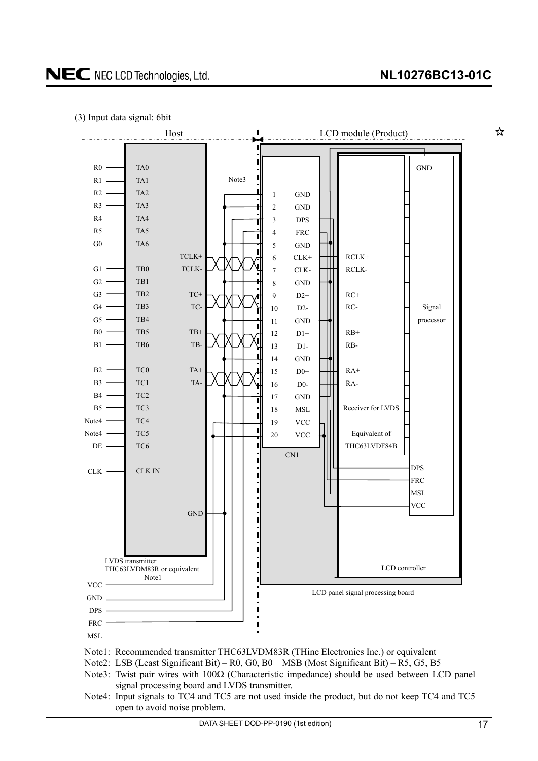(3) Input data signal: 6bit

Host | LCD module (Product)

| Input | LVDS transmitter pin | | LVDS output | CN1 Pin | Signal | Receiver for LVDS |
|---|---|---|---|---|---|---|
| R0 | TA0 | | | | | |
| R1 | TA1 | | | | | |
| R2 | TA2 | | | 1 | GND | |
| R3 | TA3 | | | 2 | GND | |
| R4 | TA4 | | | 3 | DPS | |
| R5 | TA5 | | | 4 | FRC | |
| G0 | TA6 | | | 5 | GND | |
| | | | TCLK+ | 6 | CLK+ | RCLK+ |
| G1 | TB0 | | TCLK- | 7 | CLK- | RCLK- |
| G2 | TB1 | | | 8 | GND | |
| G3 | TB2 | | TC+ | 9 | D2+ | RC+ |
| G4 | TB3 | | TC- | 10 | D2- | RC- |
| G5 | TB4 | | | 11 | GND | |
| B0 | TB5 | | TB+ | 12 | D1+ | RB+ |
| B1 | TB6 | | TB- | 13 | D1- | RB- |
| | | | | 14 | GND | |
| B2 | TC0 | | TA+ | 15 | D0+ | RA+ |
| B3 | TC1 | | TA- | 16 | D0- | RA- |
| B4 | TC2 | | | 17 | GND | |
| B5 | TC3 | | | 18 | MSL | |
| Note4 | TC4 | | | 19 | VCC | |
| Note4 | TC5 | | | 20 | VCC | |
| DE | TC6 | | | | | |
| CLK | CLK IN | | | | | |
| | GND | | | | | |

LVDS transmitter THC63LVDM83R or equivalent Note1

Host power/control lines: VCC, GND, DPS, FRC, MSL

Note3 (twisted pair wires between host and CN1)

CN1

Receiver for LVDS Equivalent of THC63LVDF84B

Signal processor: GND, DPS, FRC, MSL, VCC

LCD controller

LCD panel signal processing board

Note1: Recommended transmitter THC63LVDM83R (THine Electronics Inc.) or equivalent

Note2: LSB (Least Significant Bit) – R0, G0, B0 MSB (Most Significant Bit) – R5, G5, B5

Note3: Twist pair wires with 100Ω (Characteristic impedance) should be used between LCD panel signal processing board and LVDS transmitter.

Note4: Input signals to TC4 and TC5 are not used inside the product, but do not keep TC4 and TC5 open to avoid noise problem.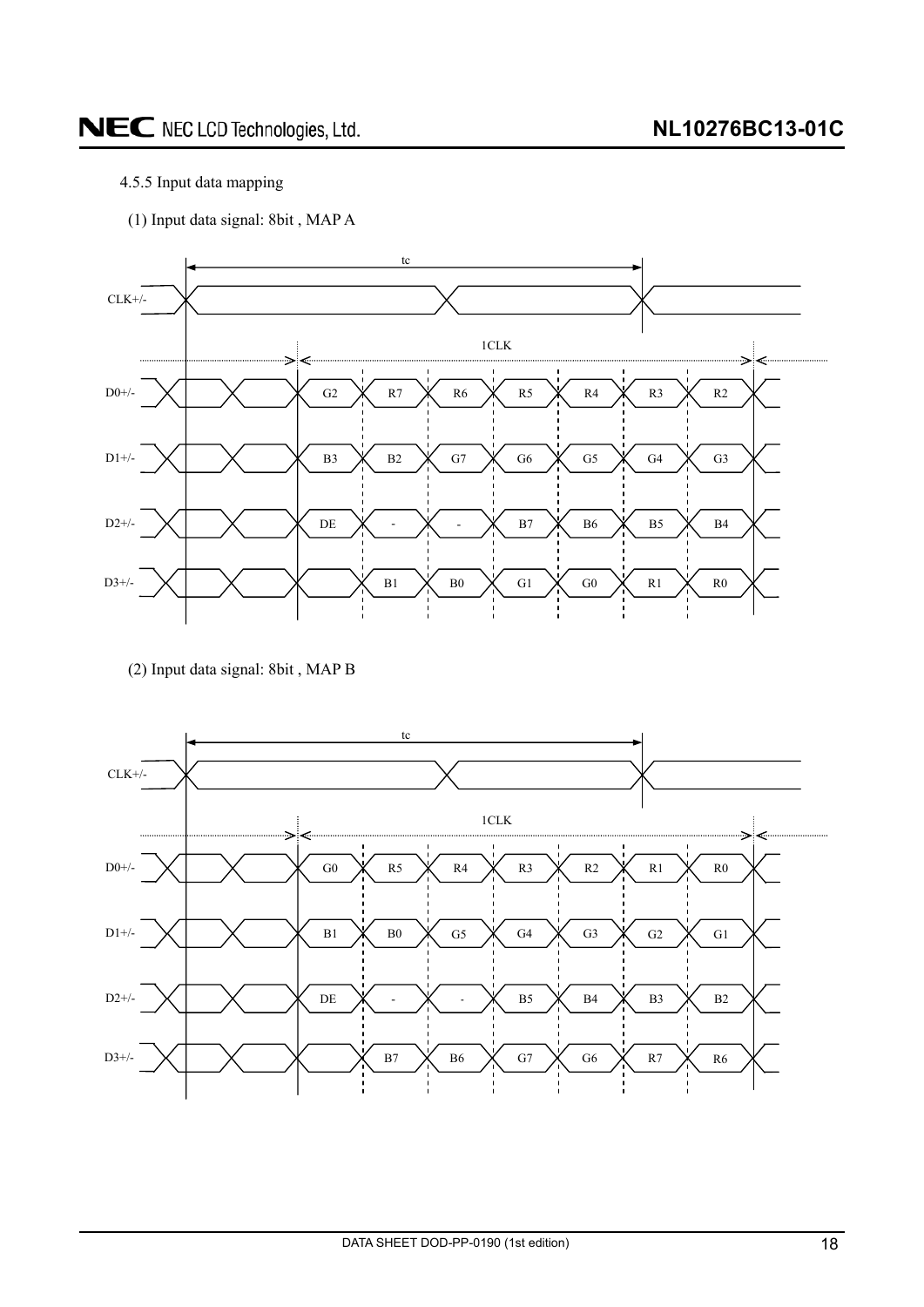### 4.5.5 Input data mapping

(1) Input data signal: 8bit , MAP A

| | 1 | 2 | 3 | 4 | 5 | 6 | 7 |
|---|---|---|---|---|---|---|---|
| D0+/- | G2 | R7 | R6 | R5 | R4 | R3 | R2 |
| D1+/- | B3 | B2 | G7 | G6 | G5 | G4 | G3 |
| D2+/- | DE | - | - | B7 | B6 | B5 | B4 |
| D3+/- | | B1 | B0 | G1 | G0 | R1 | R0 |

(2) Input data signal: 8bit , MAP B

| | 1 | 2 | 3 | 4 | 5 | 6 | 7 |
|---|---|---|---|---|---|---|---|
| D0+/- | G0 | R5 | R4 | R3 | R2 | R1 | R0 |
| D1+/- | B1 | B0 | G5 | G4 | G3 | G2 | G1 |
| D2+/- | DE | - | - | B5 | B4 | B3 | B2 |
| D3+/- | | B7 | B6 | G7 | G6 | R7 | R6 |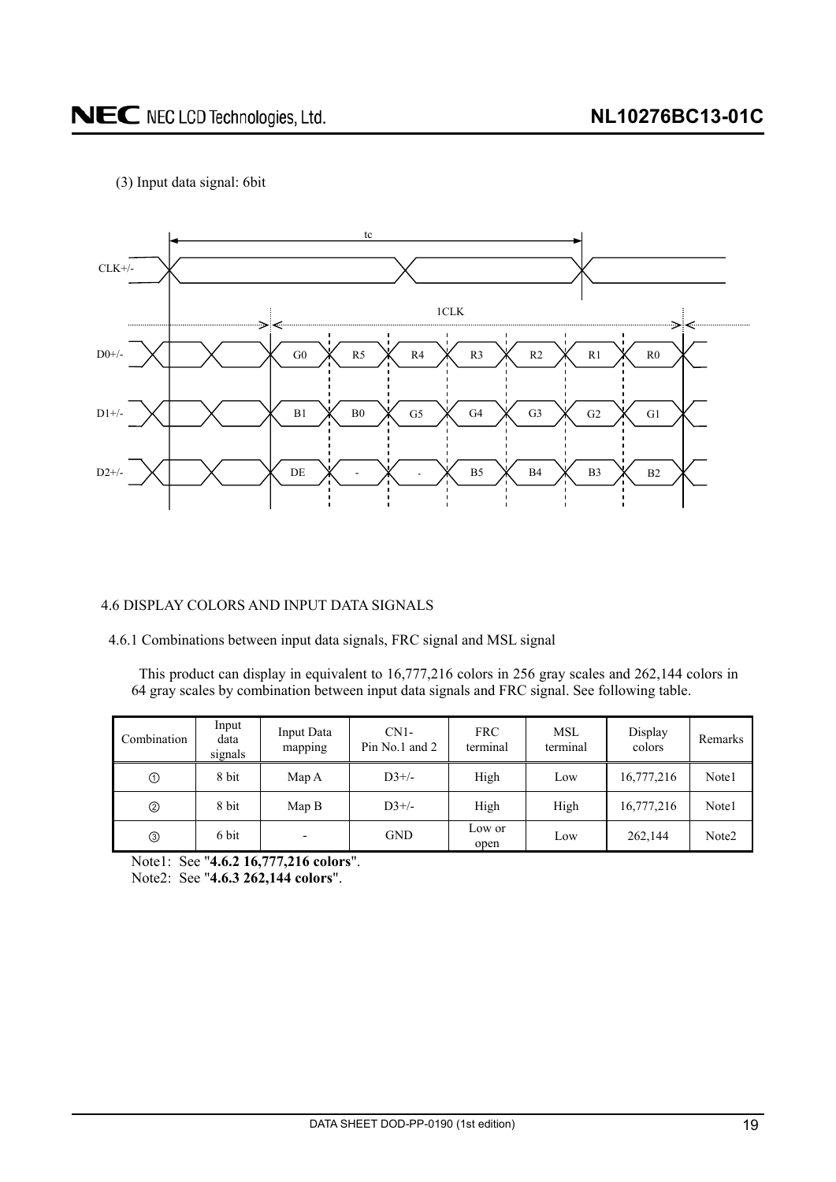(3) Input data signal: 6bit

| | | | | | | |
|---|---|---|---|---|---|---|
| D0+/- | G0 | R5 | R4 | R3 | R2 | R1 | R0 |
| D1+/- | B1 | B0 | G5 | G4 | G3 | G2 | G1 |
| D2+/- | DE | - | - | B5 | B4 | B3 | B2 |

### 4.6 DISPLAY COLORS AND INPUT DATA SIGNALS

#### 4.6.1 Combinations between input data signals, FRC signal and MSL signal

This product can display in equivalent to 16,777,216 colors in 256 gray scales and 262,144 colors in 64 gray scales by combination between input data signals and FRC signal. See following table.

| Combination | Input data signals | Input Data mapping | CN1-Pin No.1 and 2 | FRC terminal | MSL terminal | Display colors | Remarks |
|---|---|---|---|---|---|---|---|
| ① | 8 bit | Map A | D3+/- | High | Low | 16,777,216 | Note1 |
| ② | 8 bit | Map B | D3+/- | High | High | 16,777,216 | Note1 |
| ③ | 6 bit | - | GND | Low or open | Low | 262,144 | Note2 |

Note1: See "**4.6.2 16,777,216 colors**".

Note2: See "**4.6.3 262,144 colors**".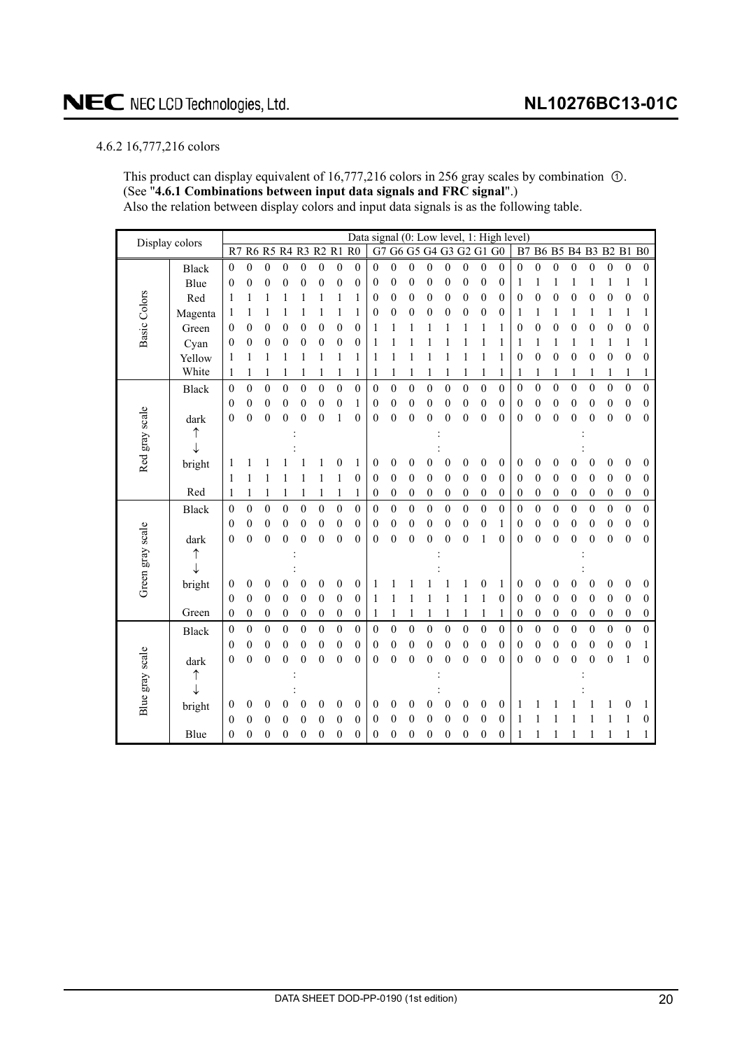4.6.2 16,777,216 colors

This product can display equivalent of 16,777,216 colors in 256 gray scales by combination ①. (See "**4.6.1 Combinations between input data signals and FRC signal**".)
Also the relation between display colors and input data signals is as the following table.

| Display colors | | R7 | R6 | R5 | R4 | R3 | R2 | R1 | R0 | G7 | G6 | G5 | G4 | G3 | G2 | G1 | G0 | B7 | B6 | B5 | B4 | B3 | B2 | B1 | B0 |
|---|---|---|---|---|---|---|---|---|---|---|---|---|---|---|---|---|---|---|---|---|---|---|---|---|---|
| Basic Colors | Black | 0 | 0 | 0 | 0 | 0 | 0 | 0 | 0 | 0 | 0 | 0 | 0 | 0 | 0 | 0 | 0 | 0 | 0 | 0 | 0 | 0 | 0 | 0 | 0 |
| | Blue | 0 | 0 | 0 | 0 | 0 | 0 | 0 | 0 | 0 | 0 | 0 | 0 | 0 | 0 | 0 | 0 | 1 | 1 | 1 | 1 | 1 | 1 | 1 | 1 |
| | Red | 1 | 1 | 1 | 1 | 1 | 1 | 1 | 1 | 0 | 0 | 0 | 0 | 0 | 0 | 0 | 0 | 0 | 0 | 0 | 0 | 0 | 0 | 0 | 0 |
| | Magenta | 1 | 1 | 1 | 1 | 1 | 1 | 1 | 1 | 0 | 0 | 0 | 0 | 0 | 0 | 0 | 0 | 1 | 1 | 1 | 1 | 1 | 1 | 1 | 1 |
| | Green | 0 | 0 | 0 | 0 | 0 | 0 | 0 | 0 | 1 | 1 | 1 | 1 | 1 | 1 | 1 | 1 | 0 | 0 | 0 | 0 | 0 | 0 | 0 | 0 |
| | Cyan | 0 | 0 | 0 | 0 | 0 | 0 | 0 | 0 | 1 | 1 | 1 | 1 | 1 | 1 | 1 | 1 | 1 | 1 | 1 | 1 | 1 | 1 | 1 | 1 |
| | Yellow | 1 | 1 | 1 | 1 | 1 | 1 | 1 | 1 | 1 | 1 | 1 | 1 | 1 | 1 | 1 | 1 | 0 | 0 | 0 | 0 | 0 | 0 | 0 | 0 |
| | White | 1 | 1 | 1 | 1 | 1 | 1 | 1 | 1 | 1 | 1 | 1 | 1 | 1 | 1 | 1 | 1 | 1 | 1 | 1 | 1 | 1 | 1 | 1 | 1 |
| Red gray scale | Black | 0 | 0 | 0 | 0 | 0 | 0 | 0 | 0 | 0 | 0 | 0 | 0 | 0 | 0 | 0 | 0 | 0 | 0 | 0 | 0 | 0 | 0 | 0 | 0 |
| | | 0 | 0 | 0 | 0 | 0 | 0 | 0 | 1 | 0 | 0 | 0 | 0 | 0 | 0 | 0 | 0 | 0 | 0 | 0 | 0 | 0 | 0 | 0 | 0 |
| | dark | 0 | 0 | 0 | 0 | 0 | 0 | 1 | 0 | 0 | 0 | 0 | 0 | 0 | 0 | 0 | 0 | 0 | 0 | 0 | 0 | 0 | 0 | 0 | 0 |
| | ↑ | | | | : | | | | | | | | : | | | | | | | | : | | | | |
| | ↓ | | | | : | | | | | | | | : | | | | | | | | : | | | | |
| | bright | 1 | 1 | 1 | 1 | 1 | 1 | 0 | 1 | 0 | 0 | 0 | 0 | 0 | 0 | 0 | 0 | 0 | 0 | 0 | 0 | 0 | 0 | 0 | 0 |
| | | 1 | 1 | 1 | 1 | 1 | 1 | 1 | 0 | 0 | 0 | 0 | 0 | 0 | 0 | 0 | 0 | 0 | 0 | 0 | 0 | 0 | 0 | 0 | 0 |
| | Red | 1 | 1 | 1 | 1 | 1 | 1 | 1 | 1 | 0 | 0 | 0 | 0 | 0 | 0 | 0 | 0 | 0 | 0 | 0 | 0 | 0 | 0 | 0 | 0 |
| Green gray scale | Black | 0 | 0 | 0 | 0 | 0 | 0 | 0 | 0 | 0 | 0 | 0 | 0 | 0 | 0 | 0 | 0 | 0 | 0 | 0 | 0 | 0 | 0 | 0 | 0 |
| | | 0 | 0 | 0 | 0 | 0 | 0 | 0 | 0 | 0 | 0 | 0 | 0 | 0 | 0 | 0 | 1 | 0 | 0 | 0 | 0 | 0 | 0 | 0 | 0 |
| | dark | 0 | 0 | 0 | 0 | 0 | 0 | 0 | 0 | 0 | 0 | 0 | 0 | 0 | 0 | 1 | 0 | 0 | 0 | 0 | 0 | 0 | 0 | 0 | 0 |
| | ↑ | | | | : | | | | | | | | : | | | | | | | | : | | | | |
| | ↓ | | | | : | | | | | | | | : | | | | | | | | : | | | | |
| | bright | 0 | 0 | 0 | 0 | 0 | 0 | 0 | 0 | 1 | 1 | 1 | 1 | 1 | 1 | 0 | 1 | 0 | 0 | 0 | 0 | 0 | 0 | 0 | 0 |
| | | 0 | 0 | 0 | 0 | 0 | 0 | 0 | 0 | 1 | 1 | 1 | 1 | 1 | 1 | 1 | 0 | 0 | 0 | 0 | 0 | 0 | 0 | 0 | 0 |
| | Green | 0 | 0 | 0 | 0 | 0 | 0 | 0 | 0 | 1 | 1 | 1 | 1 | 1 | 1 | 1 | 1 | 0 | 0 | 0 | 0 | 0 | 0 | 0 | 0 |
| Blue gray scale | Black | 0 | 0 | 0 | 0 | 0 | 0 | 0 | 0 | 0 | 0 | 0 | 0 | 0 | 0 | 0 | 0 | 0 | 0 | 0 | 0 | 0 | 0 | 0 | 0 |
| | | 0 | 0 | 0 | 0 | 0 | 0 | 0 | 0 | 0 | 0 | 0 | 0 | 0 | 0 | 0 | 0 | 0 | 0 | 0 | 0 | 0 | 0 | 0 | 1 |
| | dark | 0 | 0 | 0 | 0 | 0 | 0 | 0 | 0 | 0 | 0 | 0 | 0 | 0 | 0 | 0 | 0 | 0 | 0 | 0 | 0 | 0 | 0 | 1 | 0 |
| | ↑ | | | | : | | | | | | | | : | | | | | | | | : | | | | |
| | ↓ | | | | : | | | | | | | | : | | | | | | | | : | | | | |
| | bright | 0 | 0 | 0 | 0 | 0 | 0 | 0 | 0 | 0 | 0 | 0 | 0 | 0 | 0 | 0 | 0 | 1 | 1 | 1 | 1 | 1 | 1 | 0 | 1 |
| | | 0 | 0 | 0 | 0 | 0 | 0 | 0 | 0 | 0 | 0 | 0 | 0 | 0 | 0 | 0 | 0 | 1 | 1 | 1 | 1 | 1 | 1 | 1 | 0 |
| | Blue | 0 | 0 | 0 | 0 | 0 | 0 | 0 | 0 | 0 | 0 | 0 | 0 | 0 | 0 | 0 | 0 | 1 | 1 | 1 | 1 | 1 | 1 | 1 | 1 |

Data signal (0: Low level, 1: High level)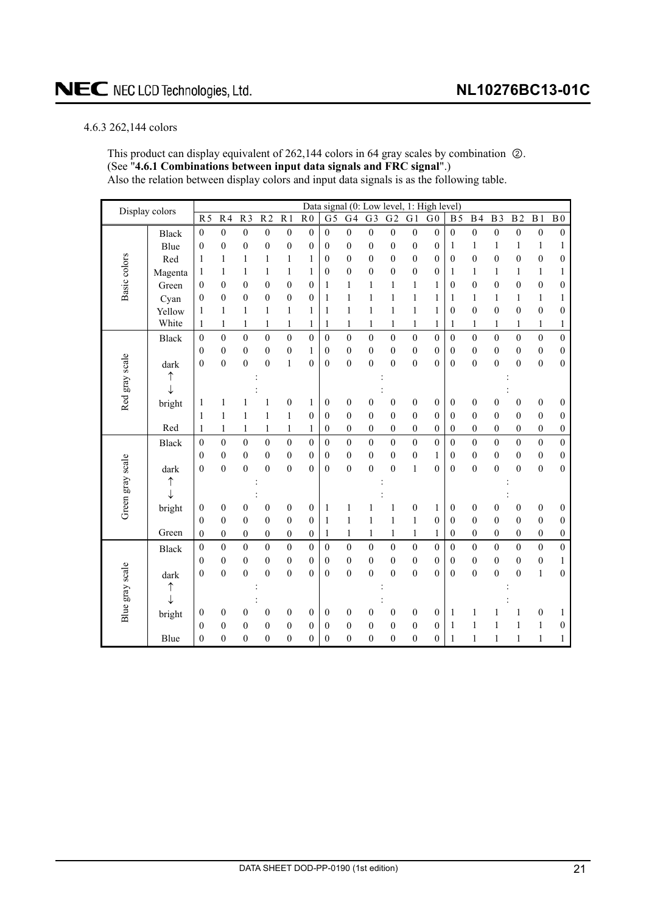4.6.3 262,144 colors

This product can display equivalent of 262,144 colors in 64 gray scales by combination ②.
(See "**4.6.1 Combinations between input data signals and FRC signal**".)
Also the relation between display colors and input data signals is as the following table.

| Display colors | | Data signal (0: Low level, 1: High level) | | | | | | | | | | | | | | | | | |
|---|---|---|---|---|---|---|---|---|---|---|---|---|---|---|---|---|---|---|---|
| | | R5 | R4 | R3 | R2 | R1 | R0 | G5 | G4 | G3 | G2 | G1 | G0 | B5 | B4 | B3 | B2 | B1 | B0 |
| Basic colors | Black | 0 | 0 | 0 | 0 | 0 | 0 | 0 | 0 | 0 | 0 | 0 | 0 | 0 | 0 | 0 | 0 | 0 | 0 |
| | Blue | 0 | 0 | 0 | 0 | 0 | 0 | 0 | 0 | 0 | 0 | 0 | 0 | 1 | 1 | 1 | 1 | 1 | 1 |
| | Red | 1 | 1 | 1 | 1 | 1 | 1 | 0 | 0 | 0 | 0 | 0 | 0 | 0 | 0 | 0 | 0 | 0 | 0 |
| | Magenta | 1 | 1 | 1 | 1 | 1 | 1 | 0 | 0 | 0 | 0 | 0 | 0 | 1 | 1 | 1 | 1 | 1 | 1 |
| | Green | 0 | 0 | 0 | 0 | 0 | 0 | 1 | 1 | 1 | 1 | 1 | 1 | 0 | 0 | 0 | 0 | 0 | 0 |
| | Cyan | 0 | 0 | 0 | 0 | 0 | 0 | 1 | 1 | 1 | 1 | 1 | 1 | 1 | 1 | 1 | 1 | 1 | 1 |
| | Yellow | 1 | 1 | 1 | 1 | 1 | 1 | 1 | 1 | 1 | 1 | 1 | 1 | 0 | 0 | 0 | 0 | 0 | 0 |
| | White | 1 | 1 | 1 | 1 | 1 | 1 | 1 | 1 | 1 | 1 | 1 | 1 | 1 | 1 | 1 | 1 | 1 | 1 |
| Red gray scale | Black | 0 | 0 | 0 | 0 | 0 | 0 | 0 | 0 | 0 | 0 | 0 | 0 | 0 | 0 | 0 | 0 | 0 | 0 |
| | | 0 | 0 | 0 | 0 | 0 | 1 | 0 | 0 | 0 | 0 | 0 | 0 | 0 | 0 | 0 | 0 | 0 | 0 |
| | dark | 0 | 0 | 0 | 0 | 1 | 0 | 0 | 0 | 0 | 0 | 0 | 0 | 0 | 0 | 0 | 0 | 0 | 0 |
| | ↑ | | | : | | | | | | : | | | | | | : | | | |
| | ↓ | | | : | | | | | | : | | | | | | : | | | |
| | bright | 1 | 1 | 1 | 1 | 0 | 1 | 0 | 0 | 0 | 0 | 0 | 0 | 0 | 0 | 0 | 0 | 0 | 0 |
| | | 1 | 1 | 1 | 1 | 1 | 0 | 0 | 0 | 0 | 0 | 0 | 0 | 0 | 0 | 0 | 0 | 0 | 0 |
| | Red | 1 | 1 | 1 | 1 | 1 | 1 | 0 | 0 | 0 | 0 | 0 | 0 | 0 | 0 | 0 | 0 | 0 | 0 |
| Green gray scale | Black | 0 | 0 | 0 | 0 | 0 | 0 | 0 | 0 | 0 | 0 | 0 | 0 | 0 | 0 | 0 | 0 | 0 | 0 |
| | | 0 | 0 | 0 | 0 | 0 | 0 | 0 | 0 | 0 | 0 | 0 | 1 | 0 | 0 | 0 | 0 | 0 | 0 |
| | dark | 0 | 0 | 0 | 0 | 0 | 0 | 0 | 0 | 0 | 0 | 1 | 0 | 0 | 0 | 0 | 0 | 0 | 0 |
| | ↑ | | | : | | | | | | : | | | | | | : | | | |
| | ↓ | | | : | | | | | | : | | | | | | : | | | |
| | bright | 0 | 0 | 0 | 0 | 0 | 0 | 1 | 1 | 1 | 1 | 0 | 1 | 0 | 0 | 0 | 0 | 0 | 0 |
| | | 0 | 0 | 0 | 0 | 0 | 0 | 1 | 1 | 1 | 1 | 1 | 0 | 0 | 0 | 0 | 0 | 0 | 0 |
| | Green | 0 | 0 | 0 | 0 | 0 | 0 | 1 | 1 | 1 | 1 | 1 | 1 | 0 | 0 | 0 | 0 | 0 | 0 |
| Blue gray scale | Black | 0 | 0 | 0 | 0 | 0 | 0 | 0 | 0 | 0 | 0 | 0 | 0 | 0 | 0 | 0 | 0 | 0 | 0 |
| | | 0 | 0 | 0 | 0 | 0 | 0 | 0 | 0 | 0 | 0 | 0 | 0 | 0 | 0 | 0 | 0 | 0 | 1 |
| | dark | 0 | 0 | 0 | 0 | 0 | 0 | 0 | 0 | 0 | 0 | 0 | 0 | 0 | 0 | 0 | 0 | 1 | 0 |
| | ↑ | | | : | | | | | | : | | | | | | : | | | |
| | ↓ | | | : | | | | | | : | | | | | | : | | | |
| | bright | 0 | 0 | 0 | 0 | 0 | 0 | 0 | 0 | 0 | 0 | 0 | 0 | 1 | 1 | 1 | 1 | 0 | 1 |
| | | 0 | 0 | 0 | 0 | 0 | 0 | 0 | 0 | 0 | 0 | 0 | 0 | 1 | 1 | 1 | 1 | 1 | 0 |
| | Blue | 0 | 0 | 0 | 0 | 0 | 0 | 0 | 0 | 0 | 0 | 0 | 0 | 1 | 1 | 1 | 1 | 1 | 1 |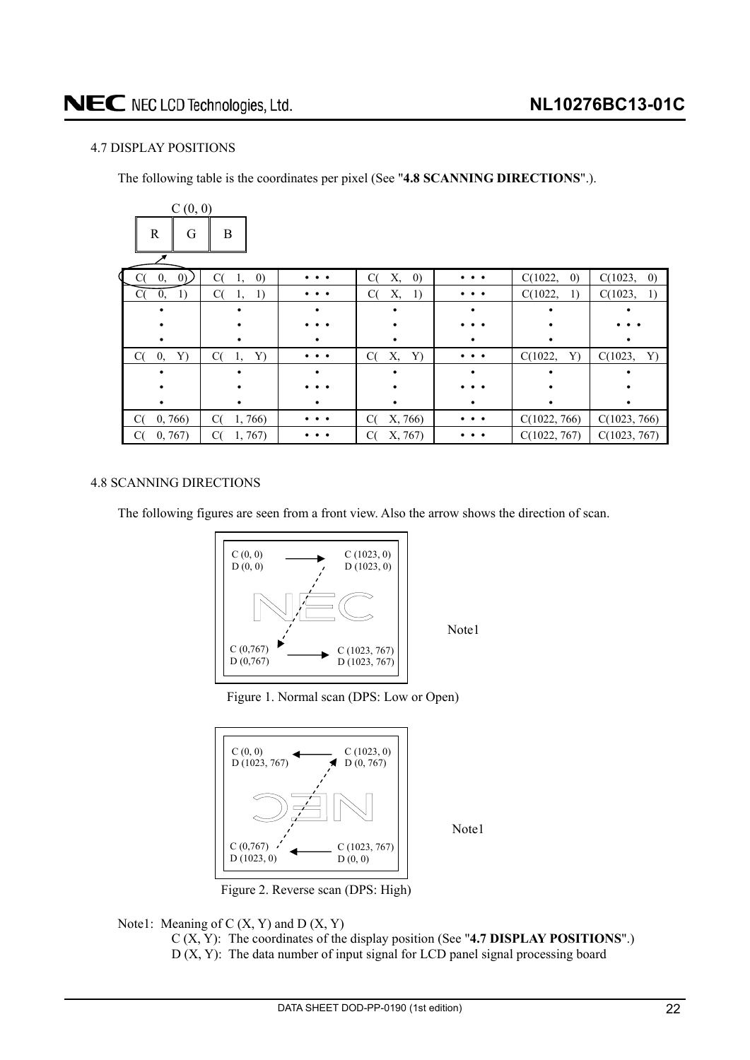### 4.7 DISPLAY POSITIONS

The following table is the coordinates per pixel (See "**4.8 SCANNING DIRECTIONS**".).

C (0, 0)

| R | G | B |
|---|---|---|

| C( 0, 0) | C( 1, 0) | • • • | C( X, 0) | • • • | C(1022, 0) | C(1023, 0) |
|---|---|---|---|---|---|---|
| C( 0, 1) | C( 1, 1) | • • • | C( X, 1) | • • • | C(1022, 1) | C(1023, 1) |
| • | • | • | • | • | • | • |
| • | • | • • • | • | • • • | • | • • • |
| • | • | • | • | • | • | • |
| C( 0, Y) | C( 1, Y) | • • • | C( X, Y) | • • • | C(1022, Y) | C(1023, Y) |
| • | • | • | • | • | • | • |
| • | • | • • • | • | • • • | • | • |
| • | • | • | • | • | • | • |
| C( 0, 766) | C( 1, 766) | • • • | C( X, 766) | • • • | C(1022, 766) | C(1023, 766) |
| C( 0, 767) | C( 1, 767) | • • • | C( X, 767) | • • • | C(1022, 767) | C(1023, 767) |

### 4.8 SCANNING DIRECTIONS

The following figures are seen from a front view. Also the arrow shows the direction of scan.

C (0, 0) D (0, 0) → C (1023, 0) D (1023, 0)

C (0,767) D (0,767) → C (1023, 767) D (1023, 767)

Note1

Figure 1. Normal scan (DPS: Low or Open)

C (0, 0) D (1023, 767) ← C (1023, 0) D (0, 767)

C (0,767) D (1023, 0) ← C (1023, 767) D (0, 0)

Note1

Figure 2. Reverse scan (DPS: High)

Note1: Meaning of C (X, Y) and D (X, Y)

C (X, Y): The coordinates of the display position (See "**4.7 DISPLAY POSITIONS**".)

D (X, Y): The data number of input signal for LCD panel signal processing board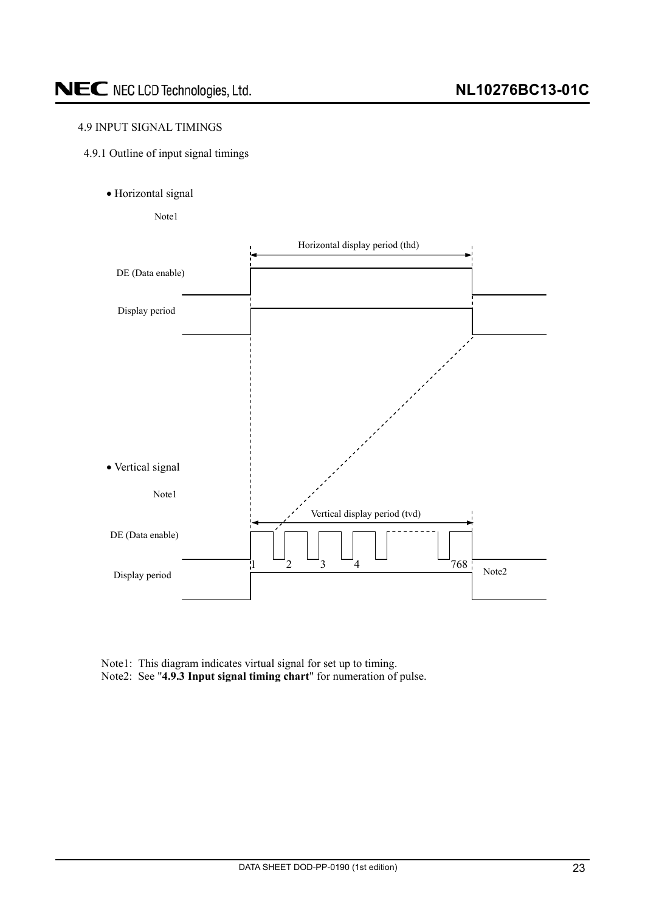4.9 INPUT SIGNAL TIMINGS

4.9.1 Outline of input signal timings

- Horizontal signal

Note1

Horizontal display period (thd)

DE (Data enable)

Display period

- Vertical signal

Note1

Vertical display period (tvd)

DE (Data enable)

1 2 3 4 768

Display period

Note2

Note1: This diagram indicates virtual signal for set up to timing.
Note2: See "**4.9.3 Input signal timing chart**" for numeration of pulse.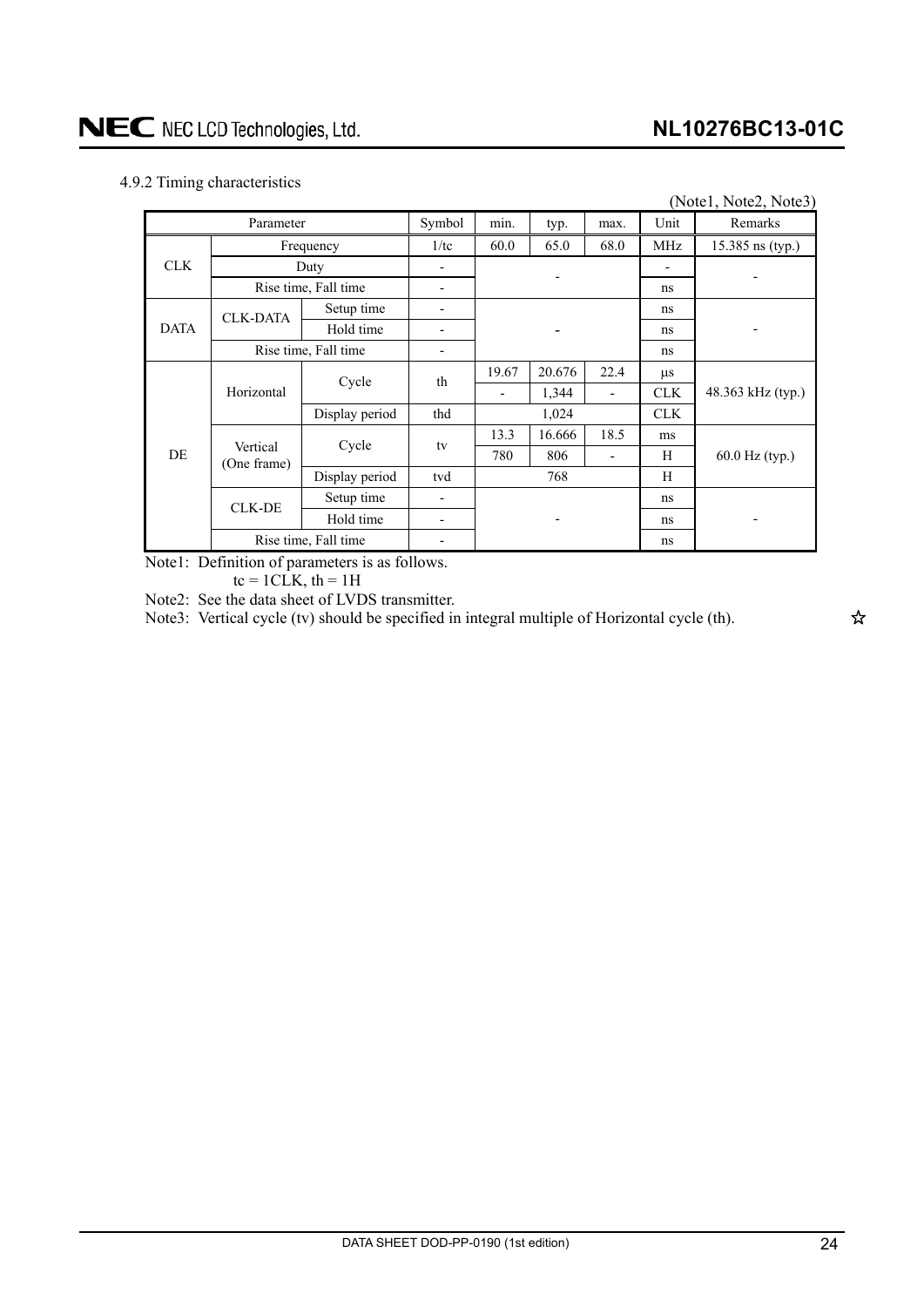4.9.2 Timing characteristics

(Note1, Note2, Note3)

| Parameter | | | Symbol | min. | typ. | max. | Unit | Remarks |
|---|---|---|---|---|---|---|---|---|
| CLK | Frequency | | 1/tc | 60.0 | 65.0 | 68.0 | MHz | 15.385 ns (typ.) |
| | Duty | | - | - | | | - | - |
| | Rise time, Fall time | | - | | | | ns | |
| DATA | CLK-DATA | Setup time | - | - | | | ns | - |
| | | Hold time | - | | | | ns | |
| | Rise time, Fall time | | - | | | | ns | |
| DE | Horizontal | Cycle | th | 19.67 | 20.676 | 22.4 | μs | 48.363 kHz (typ.) |
| | | | | - | 1,344 | - | CLK | |
| | | Display period | thd | 1,024 | | | CLK | |
| | Vertical (One frame) | Cycle | tv | 13.3 | 16.666 | 18.5 | ms | 60.0 Hz (typ.) |
| | | | | 780 | 806 | - | H | |
| | | Display period | tvd | 768 | | | H | |
| | CLK-DE | Setup time | - | - | | | ns | - |
| | | Hold time | - | | | | ns | |
| | Rise time, Fall time | | - | | | | ns | |

Note1: Definition of parameters is as follows.
tc = 1CLK, th = 1H

Note2: See the data sheet of LVDS transmitter.

Note3: Vertical cycle (tv) should be specified in integral multiple of Horizontal cycle (th). ☆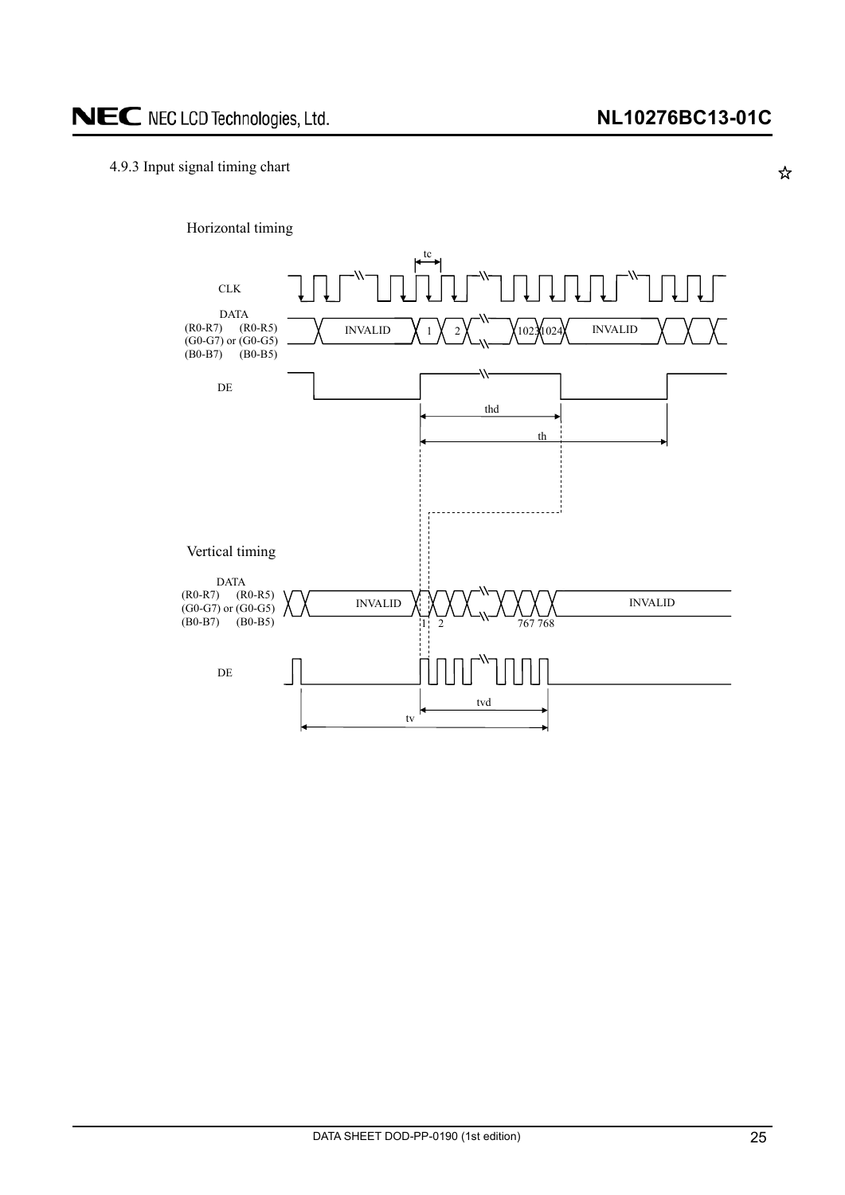#### 4.9.3 Input signal timing chart

☆

Horizontal timing

CLK

DATA
(R0-R7) (R0-R5)
(G0-G7) or (G0-G5)
(B0-B7) (B0-B5)

INVALID 1 2 1023 1024 INVALID

DE

thd

th

tc

Vertical timing

DATA
(R0-R7) (R0-R5)
(G0-G7) or (G0-G5)
(B0-B7) (B0-B5)

INVALID 1 2 767 768 INVALID

DE

tvd

tv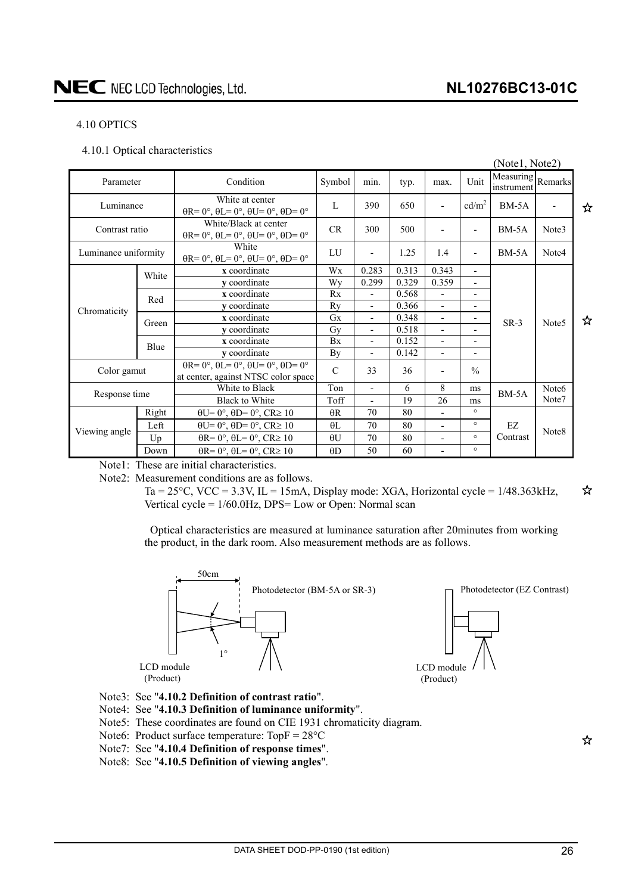## 4.10 OPTICS

### 4.10.1 Optical characteristics

(Note1, Note2)

| Parameter | | Condition | Symbol | min. | typ. | max. | Unit | Measuring instrument | Remarks |
|---|---|---|---|---|---|---|---|---|---|
| Luminance | | White at center θR= 0°, θL= 0°, θU= 0°, θD= 0° | L | 390 | 650 | - | $cd/m^2$ | BM-5A | - |
| Contrast ratio | | White/Black at center θR= 0°, θL= 0°, θU= 0°, θD= 0° | CR | 300 | 500 | - | - | BM-5A | Note3 |
| Luminance uniformity | | White θR= 0°, θL= 0°, θU= 0°, θD= 0° | LU | - | 1.25 | 1.4 | - | BM-5A | Note4 |
| Chromaticity | White | **x** coordinate | Wx | 0.283 | 0.313 | 0.343 | - | SR-3 | Note5 |
| | | **y** coordinate | Wy | 0.299 | 0.329 | 0.359 | - | | |
| | Red | **x** coordinate | Rx | - | 0.568 | - | - | | |
| | | **y** coordinate | Ry | - | 0.366 | - | - | | |
| | Green | **x** coordinate | Gx | - | 0.348 | - | - | | |
| | | **y** coordinate | Gy | - | 0.518 | - | - | | |
| | Blue | **x** coordinate | Bx | - | 0.152 | - | - | | |
| | | **y** coordinate | By | - | 0.142 | - | - | | |
| Color gamut | | θR= 0°, θL= 0°, θU= 0°, θD= 0° at center, against NTSC color space | C | 33 | 36 | - | % | | |
| Response time | | White to Black | Ton | - | 6 | 8 | ms | BM-5A | Note6 Note7 |
| | | Black to White | Toff | - | 19 | 26 | ms | | |
| Viewing angle | Right | θU= 0°, θD= 0°, CR≥ 10 | θR | 70 | 80 | - | ° | EZ Contrast | Note8 |
| | Left | θU= 0°, θD= 0°, CR≥ 10 | θL | 70 | 80 | - | ° | | |
| | Up | θR= 0°, θL= 0°, CR≥ 10 | θU | 70 | 80 | - | ° | | |
| | Down | θR= 0°, θL= 0°, CR≥ 10 | θD | 50 | 60 | - | ° | | |

Note1: These are initial characteristics.

Note2: Measurement conditions are as follows.

Ta = 25°C, VCC = 3.3V, IL = 15mA, Display mode: XGA, Horizontal cycle = 1/48.363kHz, Vertical cycle = 1/60.0Hz, DPS= Low or Open: Normal scan

Optical characteristics are measured at luminance saturation after 20minutes from working the product, in the dark room. Also measurement methods are as follows.

50cm — Photodetector (BM-5A or SR-3) — 1° — LCD module (Product)

Photodetector (EZ Contrast) — LCD module (Product)

Note3: See "**4.10.2 Definition of contrast ratio**".

Note4: See "**4.10.3 Definition of luminance uniformity**".

Note5: These coordinates are found on CIE 1931 chromaticity diagram.

Note6: Product surface temperature: TopF = 28°C

Note7: See "**4.10.4 Definition of response times**".

Note8: See "**4.10.5 Definition of viewing angles**".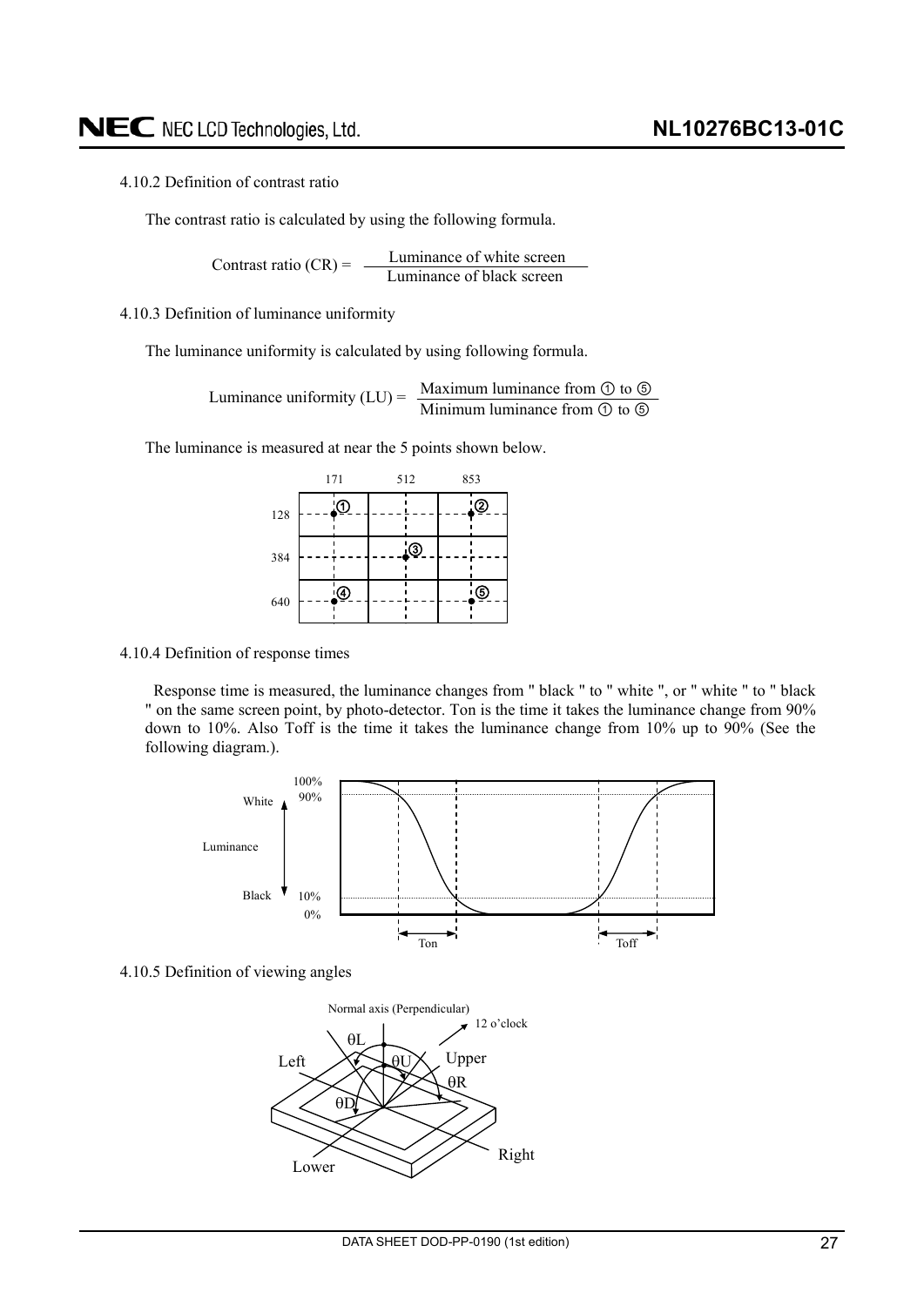4.10.2 Definition of contrast ratio

The contrast ratio is calculated by using the following formula.

$$\text{Contrast ratio (CR)} = \frac{\text{Luminance of white screen}}{\text{Luminance of black screen}}$$

4.10.3 Definition of luminance uniformity

The luminance uniformity is calculated by using following formula.

$$\text{Luminance uniformity (LU)} = \frac{\text{Maximum luminance from ① to ⑤}}{\text{Minimum luminance from ① to ⑤}}$$

The luminance is measured at near the 5 points shown below.

| | 171 | 512 | 853 |
|---|---|---|---|
| 128 | ① | | ② |
| 384 | | ③ | |
| 640 | ④ | | ⑤ |

4.10.4 Definition of response times

Response time is measured, the luminance changes from " black " to " white ", or " white " to " black " on the same screen point, by photo-detector. Ton is the time it takes the luminance change from 90% down to 10%. Also Toff is the time it takes the luminance change from 10% up to 90% (See the following diagram.).

White 100% 90% — Luminance — Black 10% 0%

Ton Toff

4.10.5 Definition of viewing angles

Normal axis (Perpendicular)

12 o'clock

θL, θU, θR, θD

Left, Upper, Lower, Right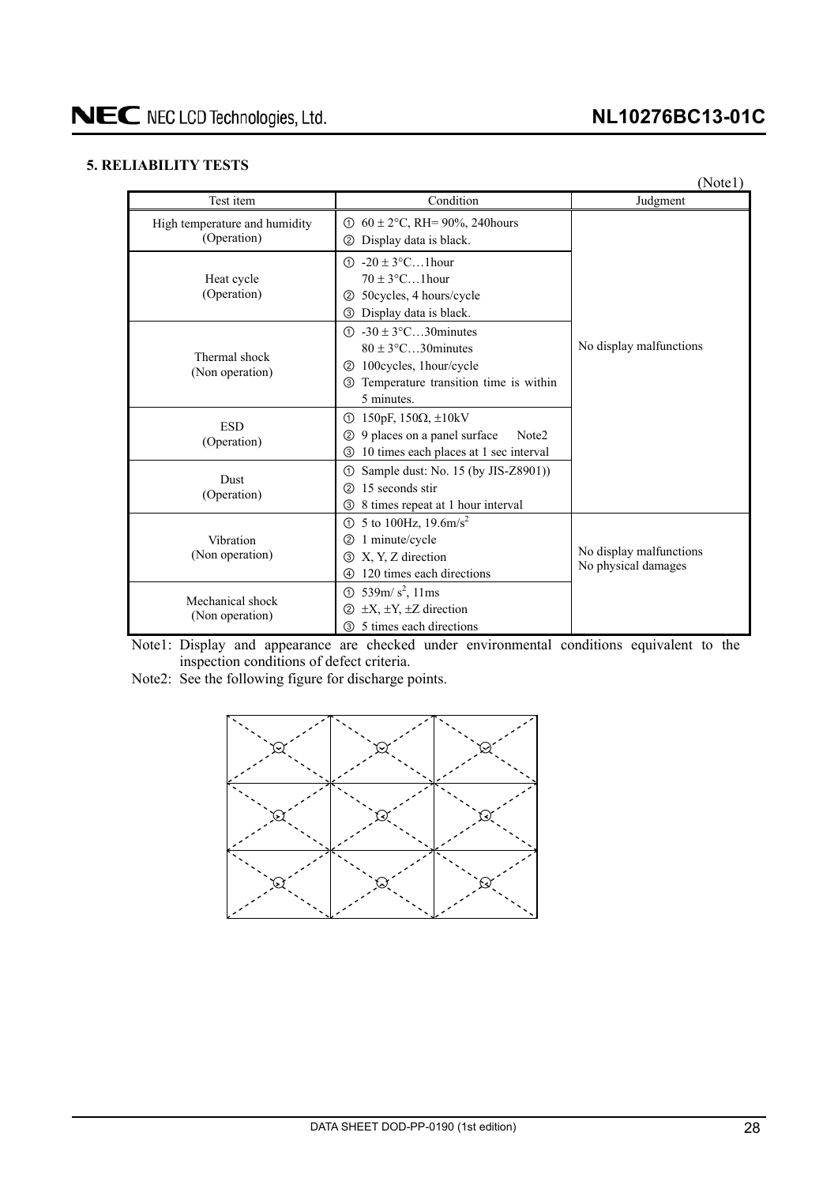## 5. RELIABILITY TESTS

(Note1)

| Test item | Condition | Judgment |
|---|---|---|
| High temperature and humidity (Operation) | ① $60 \pm 2°C$, RH= 90%, 240hours<br>② Display data is black. | No display malfunctions |
| Heat cycle (Operation) | ① $-20 \pm 3°C$…1hour<br>$70 \pm 3°C$…1hour<br>② 50cycles, 4 hours/cycle<br>③ Display data is black. | No display malfunctions |
| Thermal shock (Non operation) | ① $-30 \pm 3°C$…30minutes<br>$80 \pm 3°C$…30minutes<br>② 100cycles, 1hour/cycle<br>③ Temperature transition time is within 5 minutes. | No display malfunctions |
| ESD (Operation) | ① 150pF, 150Ω, ±10kV<br>② 9 places on a panel surface Note2<br>③ 10 times each places at 1 sec interval | No display malfunctions |
| Dust (Operation) | ① Sample dust: No. 15 (by JIS-Z8901))<br>② 15 seconds stir<br>③ 8 times repeat at 1 hour interval | No display malfunctions |
| Vibration (Non operation) | ① 5 to 100Hz, $19.6m/s^2$<br>② 1 minute/cycle<br>③ X, Y, Z direction<br>④ 120 times each directions | No display malfunctions<br>No physical damages |
| Mechanical shock (Non operation) | ① $539m/s^2$, 11ms<br>② ±X, ±Y, ±Z direction<br>③ 5 times each directions | No display malfunctions<br>No physical damages |

Note1: Display and appearance are checked under environmental conditions equivalent to the inspection conditions of defect criteria.

Note2: See the following figure for discharge points.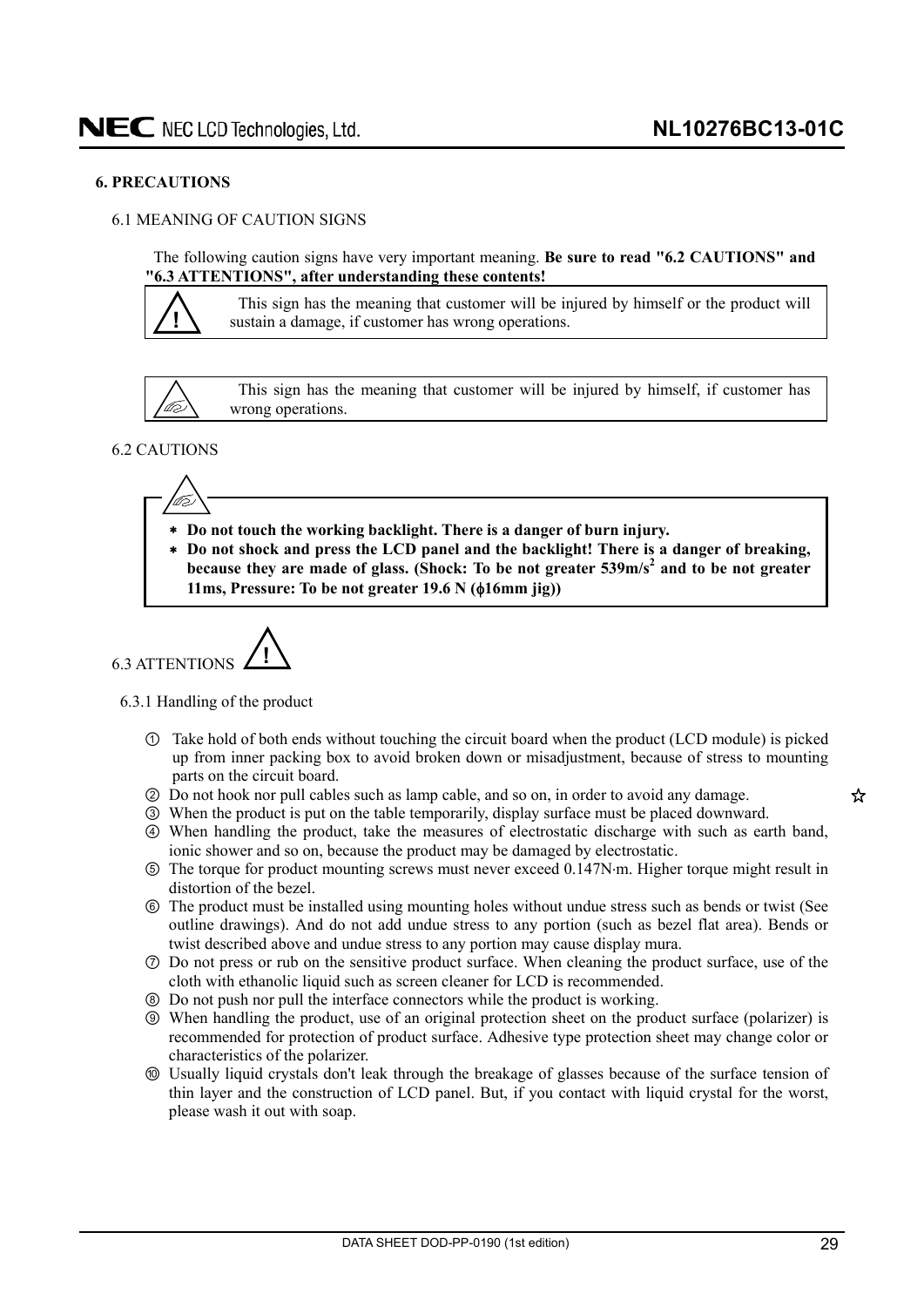## 6. PRECAUTIONS

### 6.1 MEANING OF CAUTION SIGNS

The following caution signs have very important meaning. **Be sure to read "6.2 CAUTIONS" and "6.3 ATTENTIONS", after understanding these contents!**

| | |
|---|---|
| ! | This sign has the meaning that customer will be injured by himself or the product will sustain a damage, if customer has wrong operations. |

| | |
|---|---|
| (hand sign) | This sign has the meaning that customer will be injured by himself, if customer has wrong operations. |

### 6.2 CAUTIONS

- **Do not touch the working backlight. There is a danger of burn injury.**
- **Do not shock and press the LCD panel and the backlight! There is a danger of breaking, because they are made of glass. (Shock: To be not greater 539m/s$^2$ and to be not greater 11ms, Pressure: To be not greater 19.6 N (ϕ16mm jig))**

### 6.3 ATTENTIONS !

#### 6.3.1 Handling of the product

① Take hold of both ends without touching the circuit board when the product (LCD module) is picked up from inner packing box to avoid broken down or misadjustment, because of stress to mounting parts on the circuit board.

② Do not hook nor pull cables such as lamp cable, and so on, in order to avoid any damage. ☆

③ When the product is put on the table temporarily, display surface must be placed downward.

④ When handling the product, take the measures of electrostatic discharge with such as earth band, ionic shower and so on, because the product may be damaged by electrostatic.

⑤ The torque for product mounting screws must never exceed 0.147N·m. Higher torque might result in distortion of the bezel.

⑥ The product must be installed using mounting holes without undue stress such as bends or twist (See outline drawings). And do not add undue stress to any portion (such as bezel flat area). Bends or twist described above and undue stress to any portion may cause display mura.

⑦ Do not press or rub on the sensitive product surface. When cleaning the product surface, use of the cloth with ethanolic liquid such as screen cleaner for LCD is recommended.

⑧ Do not push nor pull the interface connectors while the product is working.

⑨ When handling the product, use of an original protection sheet on the product surface (polarizer) is recommended for protection of product surface. Adhesive type protection sheet may change color or characteristics of the polarizer.

⑩ Usually liquid crystals don't leak through the breakage of glasses because of the surface tension of thin layer and the construction of LCD panel. But, if you contact with liquid crystal for the worst, please wash it out with soap.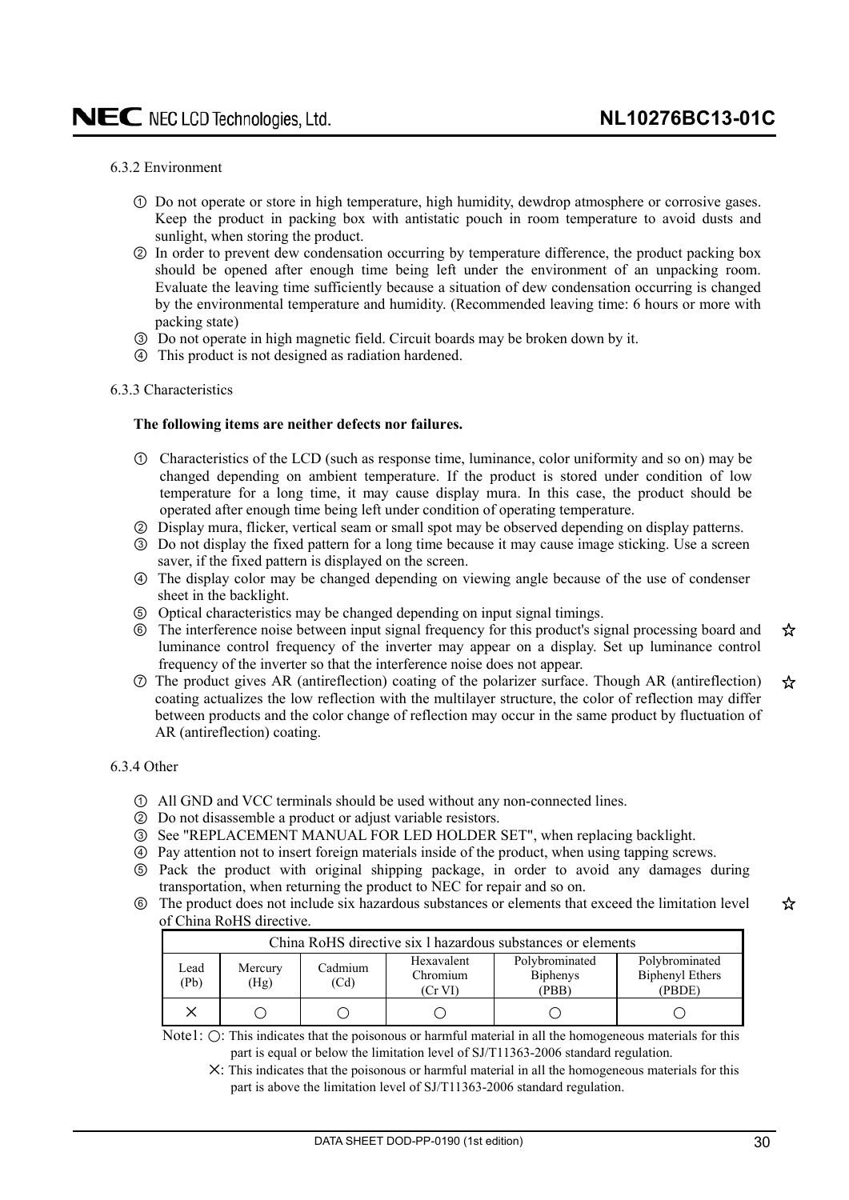6.3.2 Environment

① Do not operate or store in high temperature, high humidity, dewdrop atmosphere or corrosive gases. Keep the product in packing box with antistatic pouch in room temperature to avoid dusts and sunlight, when storing the product.

② In order to prevent dew condensation occurring by temperature difference, the product packing box should be opened after enough time being left under the environment of an unpacking room. Evaluate the leaving time sufficiently because a situation of dew condensation occurring is changed by the environmental temperature and humidity. (Recommended leaving time: 6 hours or more with packing state)

③ Do not operate in high magnetic field. Circuit boards may be broken down by it.

④ This product is not designed as radiation hardened.

6.3.3 Characteristics

**The following items are neither defects nor failures.**

① Characteristics of the LCD (such as response time, luminance, color uniformity and so on) may be changed depending on ambient temperature. If the product is stored under condition of low temperature for a long time, it may cause display mura. In this case, the product should be operated after enough time being left under condition of operating temperature.

② Display mura, flicker, vertical seam or small spot may be observed depending on display patterns.

③ Do not display the fixed pattern for a long time because it may cause image sticking. Use a screen saver, if the fixed pattern is displayed on the screen.

④ The display color may be changed depending on viewing angle because of the use of condenser sheet in the backlight.

⑤ Optical characteristics may be changed depending on input signal timings.

⑥ The interference noise between input signal frequency for this product's signal processing board and luminance control frequency of the inverter may appear on a display. Set up luminance control frequency of the inverter so that the interference noise does not appear. ☆

⑦ The product gives AR (antireflection) coating of the polarizer surface. Though AR (antireflection) coating actualizes the low reflection with the multilayer structure, the color of reflection may differ between products and the color change of reflection may occur in the same product by fluctuation of AR (antireflection) coating. ☆

6.3.4 Other

① All GND and VCC terminals should be used without any non-connected lines.

② Do not disassemble a product or adjust variable resistors.

③ See "REPLACEMENT MANUAL FOR LED HOLDER SET", when replacing backlight.

④ Pay attention not to insert foreign materials inside of the product, when using tapping screws.

⑤ Pack the product with original shipping package, in order to avoid any damages during transportation, when returning the product to NEC for repair and so on.

⑥ The product does not include six hazardous substances or elements that exceed the limitation level of China RoHS directive. ☆

| China RoHS directive six l hazardous substances or elements | | | | | |
|---|---|---|---|---|---|
| Lead (Pb) | Mercury (Hg) | Cadmium (Cd) | Hexavalent Chromium (Cr VI) | Polybrominated Biphenys (PBB) | Polybrominated Biphenyl Ethers (PBDE) |
| × | ○ | ○ | ○ | ○ | ○ |

Note1: ○: This indicates that the poisonous or harmful material in all the homogeneous materials for this part is equal or below the limitation level of SJ/T11363-2006 standard regulation.

×: This indicates that the poisonous or harmful material in all the homogeneous materials for this part is above the limitation level of SJ/T11363-2006 standard regulation.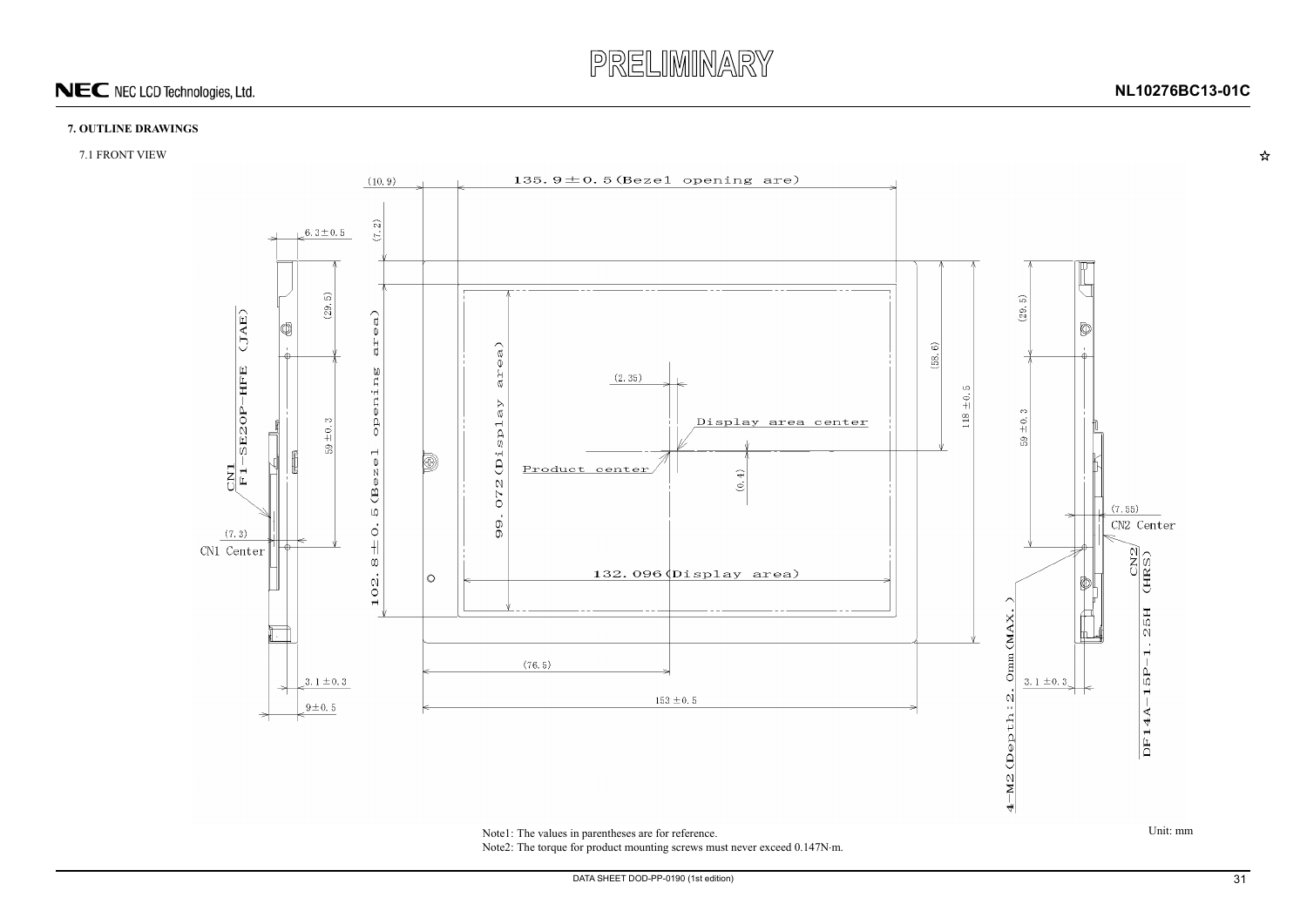## 7. OUTLINE DRAWINGS

### 7.1 FRONT VIEW

☆

(10.9)

135.9±0.5(Bezel opening are)

6.3±0.5

(7.2)

(29.5)

CN1
F1-SE20P-HFE (JAE)

59±0.3

(7.3)
CN1 Center

102.8±0.5(Bezel opening area)

99.072(Display area)

(2.35)

Display area center

Product center

(0.4)

132.096(Display area)

(58.6)

118±0.5

(29.5)

59±0.3

(7.55)
CN2 Center

CN2
DF14A-15P-1.25H (HRS)

4-M2(Depth:2.0mm(MAX.))

3.1±0.3

9±0.5

(76.5)

153±0.5

3.1±0.3

Note1: The values in parentheses are for reference.
Note2: The torque for product mounting screws must never exceed 0.147N·m.

Unit: mm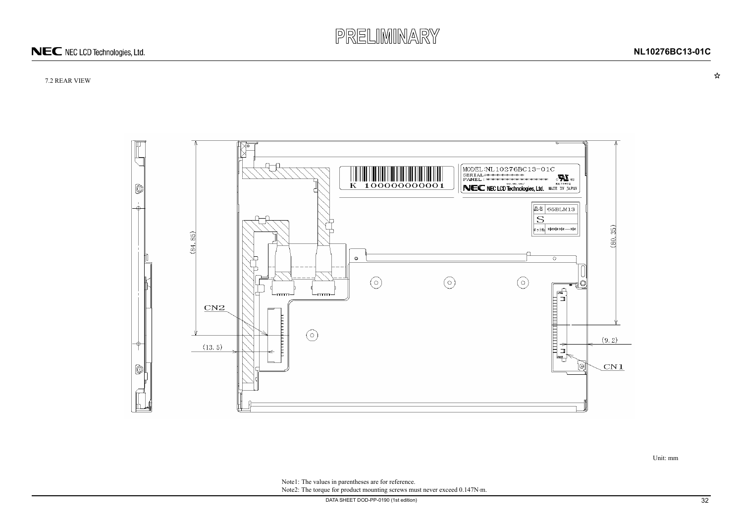7.2 REAR VIEW

(84.85)

(80.35)

CN2

(13.5)

(9.2)

CN1

MODEL:NL10276BC13-01C

K 100000000001

65BLM13

S

Unit: mm

Note1: The values in parentheses are for reference.
Note2: The torque for product mounting screws must never exceed 0.147N·m.